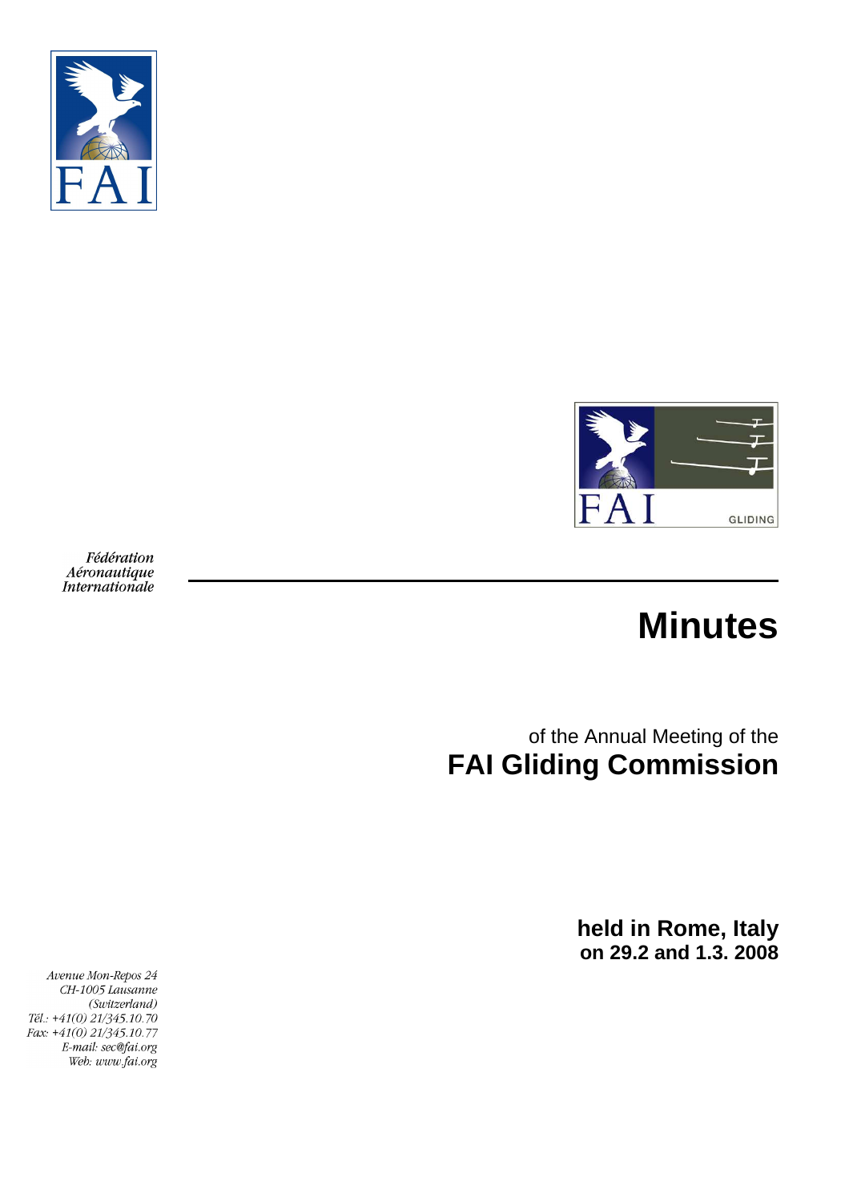Fédération
Aéronautique
Internationale

# Minutes

of the Annual Meeting of the

## FAI Gliding Commission

**held in Rome, Italy**
**on 29.2 and 1.3. 2008**

*Avenue Mon-Repos 24*
*CH-1005 Lausanne*
*(Switzerland)*
*Tél.: +41(0) 21/345.10.70*
*Fax: +41(0) 21/345.10.77*
*E-mail: sec@fai.org*
*Web: www.fai.org*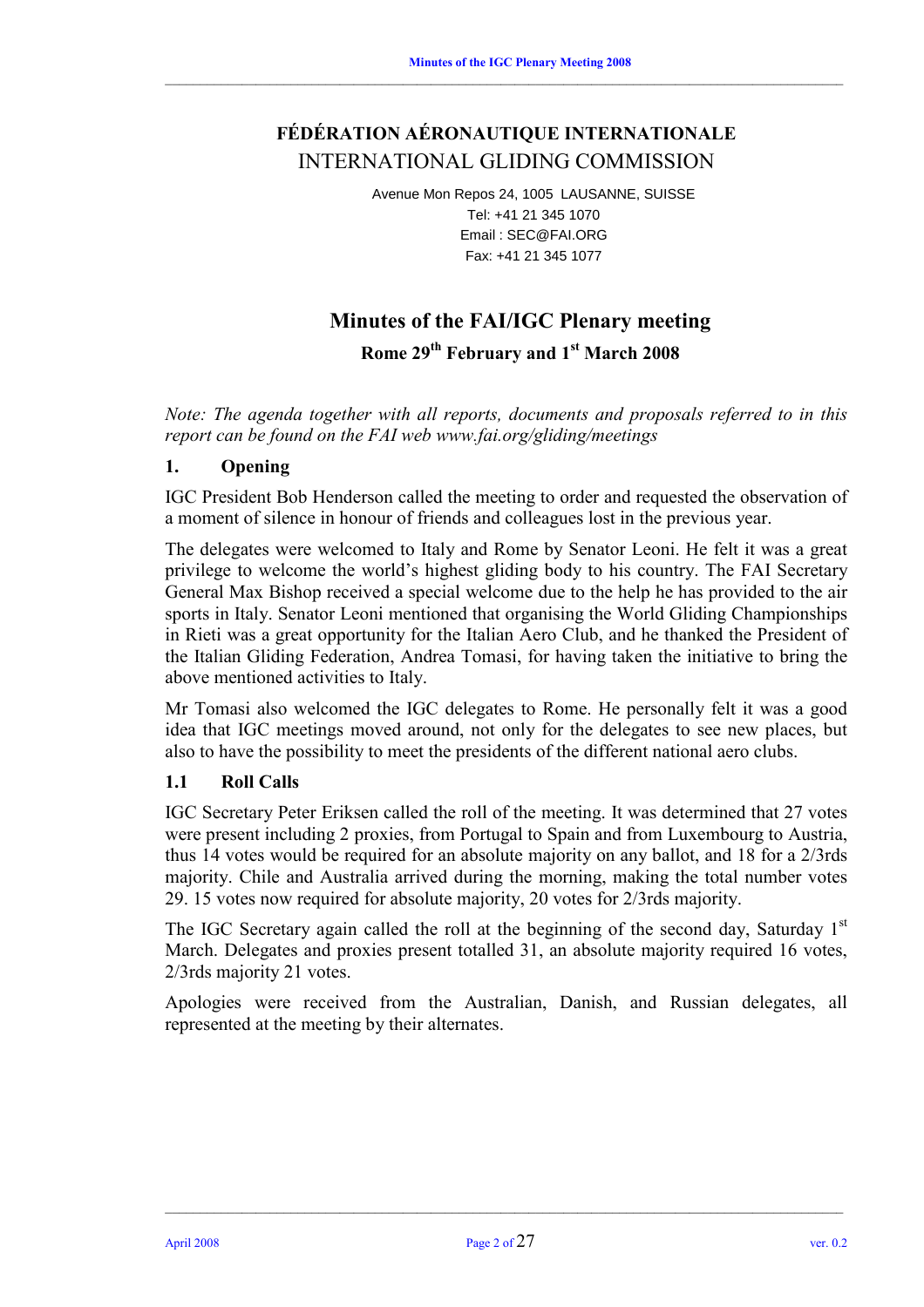# FÉDÉRATION AÉRONAUTIQUE INTERNATIONALE

## INTERNATIONAL GLIDING COMMISSION

Avenue Mon Repos 24, 1005 LAUSANNE, SUISSE
Tel: +41 21 345 1070
Email : SEC@FAI.ORG
Fax: +41 21 345 1077

# Minutes of the FAI/IGC Plenary meeting

## Rome 29th February and 1st March 2008

*Note: The agenda together with all reports, documents and proposals referred to in this report can be found on the FAI web www.fai.org/gliding/meetings*

### 1. Opening

IGC President Bob Henderson called the meeting to order and requested the observation of a moment of silence in honour of friends and colleagues lost in the previous year.

The delegates were welcomed to Italy and Rome by Senator Leoni. He felt it was a great privilege to welcome the world's highest gliding body to his country. The FAI Secretary General Max Bishop received a special welcome due to the help he has provided to the air sports in Italy. Senator Leoni mentioned that organising the World Gliding Championships in Rieti was a great opportunity for the Italian Aero Club, and he thanked the President of the Italian Gliding Federation, Andrea Tomasi, for having taken the initiative to bring the above mentioned activities to Italy.

Mr Tomasi also welcomed the IGC delegates to Rome. He personally felt it was a good idea that IGC meetings moved around, not only for the delegates to see new places, but also to have the possibility to meet the presidents of the different national aero clubs.

### 1.1 Roll Calls

IGC Secretary Peter Eriksen called the roll of the meeting. It was determined that 27 votes were present including 2 proxies, from Portugal to Spain and from Luxembourg to Austria, thus 14 votes would be required for an absolute majority on any ballot, and 18 for a 2/3rds majority. Chile and Australia arrived during the morning, making the total number votes 29. 15 votes now required for absolute majority, 20 votes for 2/3rds majority.

The IGC Secretary again called the roll at the beginning of the second day, Saturday 1st March. Delegates and proxies present totalled 31, an absolute majority required 16 votes, 2/3rds majority 21 votes.

Apologies were received from the Australian, Danish, and Russian delegates, all represented at the meeting by their alternates.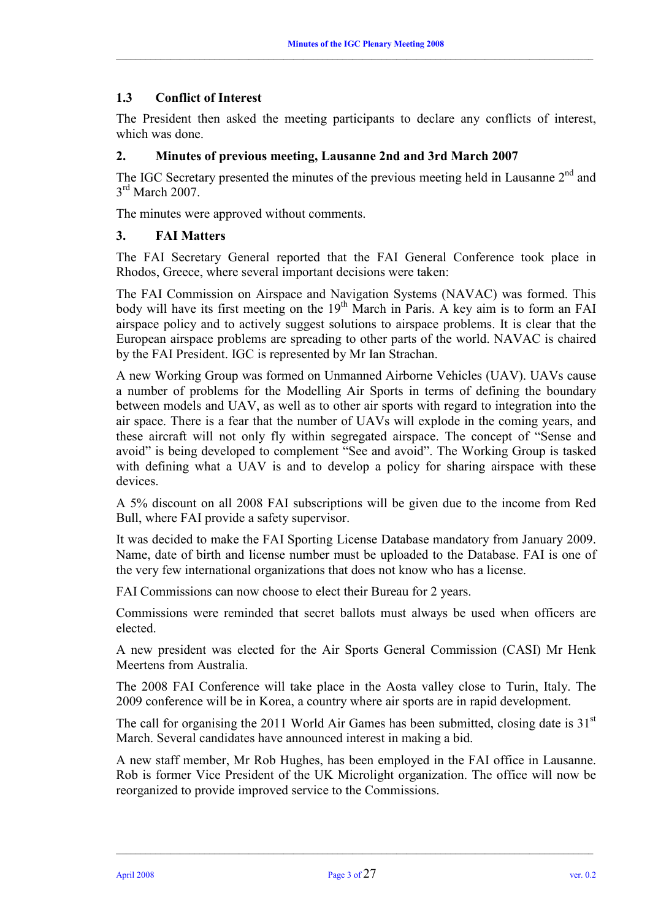### 1.3 Conflict of Interest

The President then asked the meeting participants to declare any conflicts of interest, which was done.

## 2. Minutes of previous meeting, Lausanne 2nd and 3rd March 2007

The IGC Secretary presented the minutes of the previous meeting held in Lausanne 2nd and 3rd March 2007.

The minutes were approved without comments.

## 3. FAI Matters

The FAI Secretary General reported that the FAI General Conference took place in Rhodos, Greece, where several important decisions were taken:

The FAI Commission on Airspace and Navigation Systems (NAVAC) was formed. This body will have its first meeting on the 19th March in Paris. A key aim is to form an FAI airspace policy and to actively suggest solutions to airspace problems. It is clear that the European airspace problems are spreading to other parts of the world. NAVAC is chaired by the FAI President. IGC is represented by Mr Ian Strachan.

A new Working Group was formed on Unmanned Airborne Vehicles (UAV). UAVs cause a number of problems for the Modelling Air Sports in terms of defining the boundary between models and UAV, as well as to other air sports with regard to integration into the air space. There is a fear that the number of UAVs will explode in the coming years, and these aircraft will not only fly within segregated airspace. The concept of "Sense and avoid" is being developed to complement "See and avoid". The Working Group is tasked with defining what a UAV is and to develop a policy for sharing airspace with these devices.

A 5% discount on all 2008 FAI subscriptions will be given due to the income from Red Bull, where FAI provide a safety supervisor.

It was decided to make the FAI Sporting License Database mandatory from January 2009. Name, date of birth and license number must be uploaded to the Database. FAI is one of the very few international organizations that does not know who has a license.

FAI Commissions can now choose to elect their Bureau for 2 years.

Commissions were reminded that secret ballots must always be used when officers are elected.

A new president was elected for the Air Sports General Commission (CASI) Mr Henk Meertens from Australia.

The 2008 FAI Conference will take place in the Aosta valley close to Turin, Italy. The 2009 conference will be in Korea, a country where air sports are in rapid development.

The call for organising the 2011 World Air Games has been submitted, closing date is 31st March. Several candidates have announced interest in making a bid.

A new staff member, Mr Rob Hughes, has been employed in the FAI office in Lausanne. Rob is former Vice President of the UK Microlight organization. The office will now be reorganized to provide improved service to the Commissions.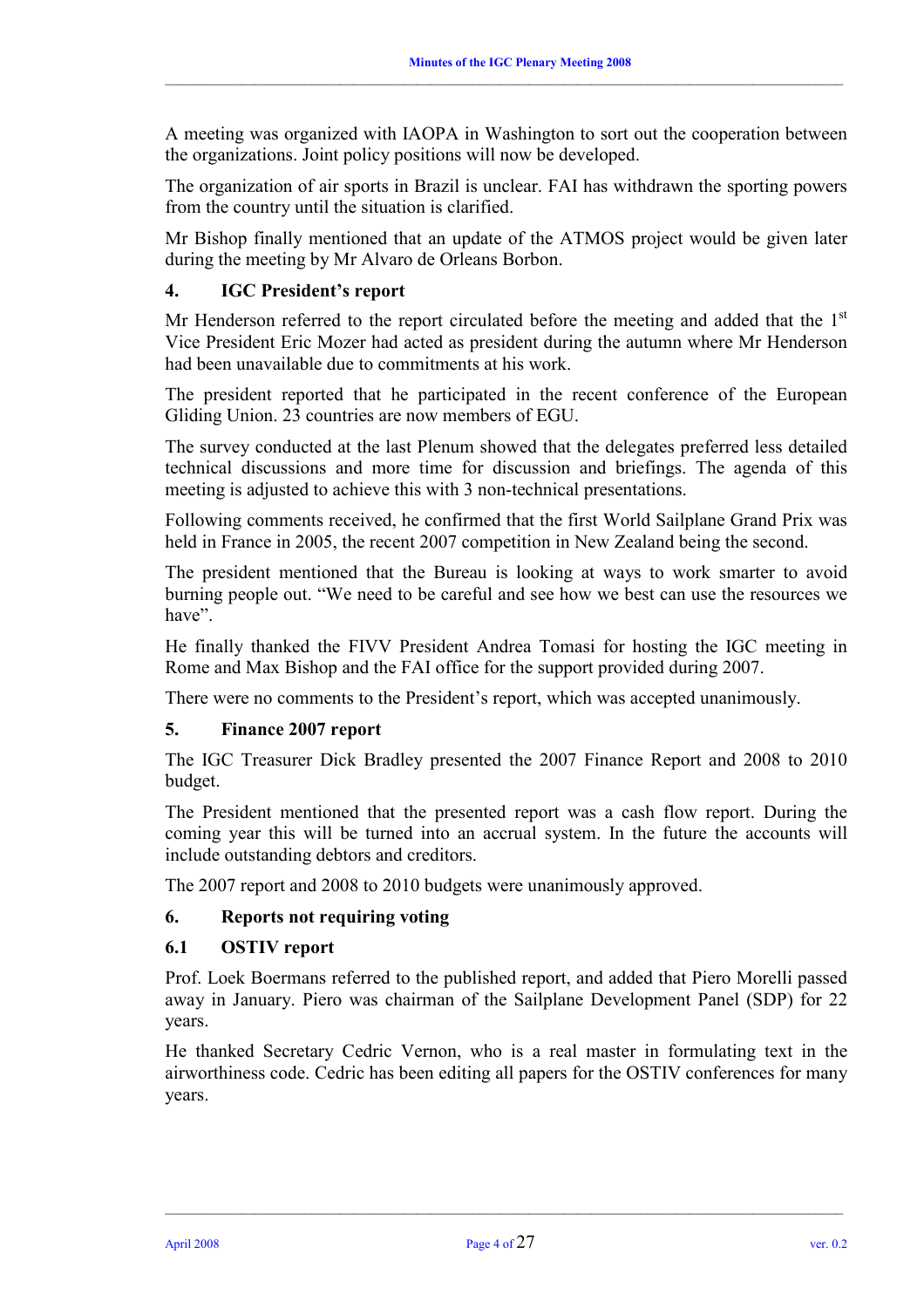A meeting was organized with IAOPA in Washington to sort out the cooperation between the organizations. Joint policy positions will now be developed.

The organization of air sports in Brazil is unclear. FAI has withdrawn the sporting powers from the country until the situation is clarified.

Mr Bishop finally mentioned that an update of the ATMOS project would be given later during the meeting by Mr Alvaro de Orleans Borbon.

## 4. IGC President's report

Mr Henderson referred to the report circulated before the meeting and added that the 1st Vice President Eric Mozer had acted as president during the autumn where Mr Henderson had been unavailable due to commitments at his work.

The president reported that he participated in the recent conference of the European Gliding Union. 23 countries are now members of EGU.

The survey conducted at the last Plenum showed that the delegates preferred less detailed technical discussions and more time for discussion and briefings. The agenda of this meeting is adjusted to achieve this with 3 non-technical presentations.

Following comments received, he confirmed that the first World Sailplane Grand Prix was held in France in 2005, the recent 2007 competition in New Zealand being the second.

The president mentioned that the Bureau is looking at ways to work smarter to avoid burning people out. "We need to be careful and see how we best can use the resources we have".

He finally thanked the FIVV President Andrea Tomasi for hosting the IGC meeting in Rome and Max Bishop and the FAI office for the support provided during 2007.

There were no comments to the President's report, which was accepted unanimously.

## 5. Finance 2007 report

The IGC Treasurer Dick Bradley presented the 2007 Finance Report and 2008 to 2010 budget.

The President mentioned that the presented report was a cash flow report. During the coming year this will be turned into an accrual system. In the future the accounts will include outstanding debtors and creditors.

The 2007 report and 2008 to 2010 budgets were unanimously approved.

## 6. Reports not requiring voting

### 6.1 OSTIV report

Prof. Loek Boermans referred to the published report, and added that Piero Morelli passed away in January. Piero was chairman of the Sailplane Development Panel (SDP) for 22 years.

He thanked Secretary Cedric Vernon, who is a real master in formulating text in the airworthiness code. Cedric has been editing all papers for the OSTIV conferences for many years.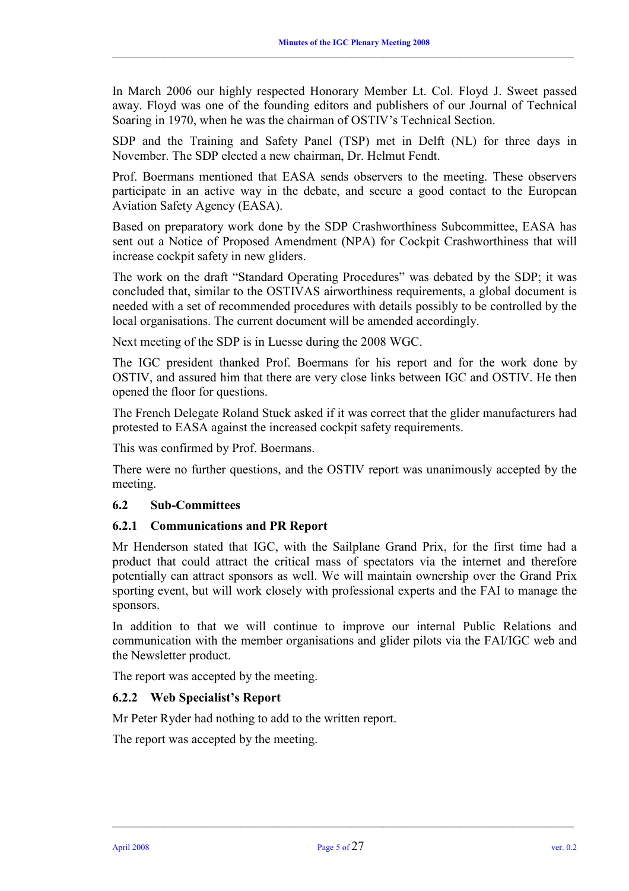In March 2006 our highly respected Honorary Member Lt. Col. Floyd J. Sweet passed away. Floyd was one of the founding editors and publishers of our Journal of Technical Soaring in 1970, when he was the chairman of OSTIV's Technical Section.

SDP and the Training and Safety Panel (TSP) met in Delft (NL) for three days in November. The SDP elected a new chairman, Dr. Helmut Fendt.

Prof. Boermans mentioned that EASA sends observers to the meeting. These observers participate in an active way in the debate, and secure a good contact to the European Aviation Safety Agency (EASA).

Based on preparatory work done by the SDP Crashworthiness Subcommittee, EASA has sent out a Notice of Proposed Amendment (NPA) for Cockpit Crashworthiness that will increase cockpit safety in new gliders.

The work on the draft "Standard Operating Procedures" was debated by the SDP; it was concluded that, similar to the OSTIVAS airworthiness requirements, a global document is needed with a set of recommended procedures with details possibly to be controlled by the local organisations. The current document will be amended accordingly.

Next meeting of the SDP is in Luesse during the 2008 WGC.

The IGC president thanked Prof. Boermans for his report and for the work done by OSTIV, and assured him that there are very close links between IGC and OSTIV. He then opened the floor for questions.

The French Delegate Roland Stuck asked if it was correct that the glider manufacturers had protested to EASA against the increased cockpit safety requirements.

This was confirmed by Prof. Boermans.

There were no further questions, and the OSTIV report was unanimously accepted by the meeting.

## 6.2 Sub-Committees

### 6.2.1 Communications and PR Report

Mr Henderson stated that IGC, with the Sailplane Grand Prix, for the first time had a product that could attract the critical mass of spectators via the internet and therefore potentially can attract sponsors as well. We will maintain ownership over the Grand Prix sporting event, but will work closely with professional experts and the FAI to manage the sponsors.

In addition to that we will continue to improve our internal Public Relations and communication with the member organisations and glider pilots via the FAI/IGC web and the Newsletter product.

The report was accepted by the meeting.

### 6.2.2 Web Specialist's Report

Mr Peter Ryder had nothing to add to the written report.

The report was accepted by the meeting.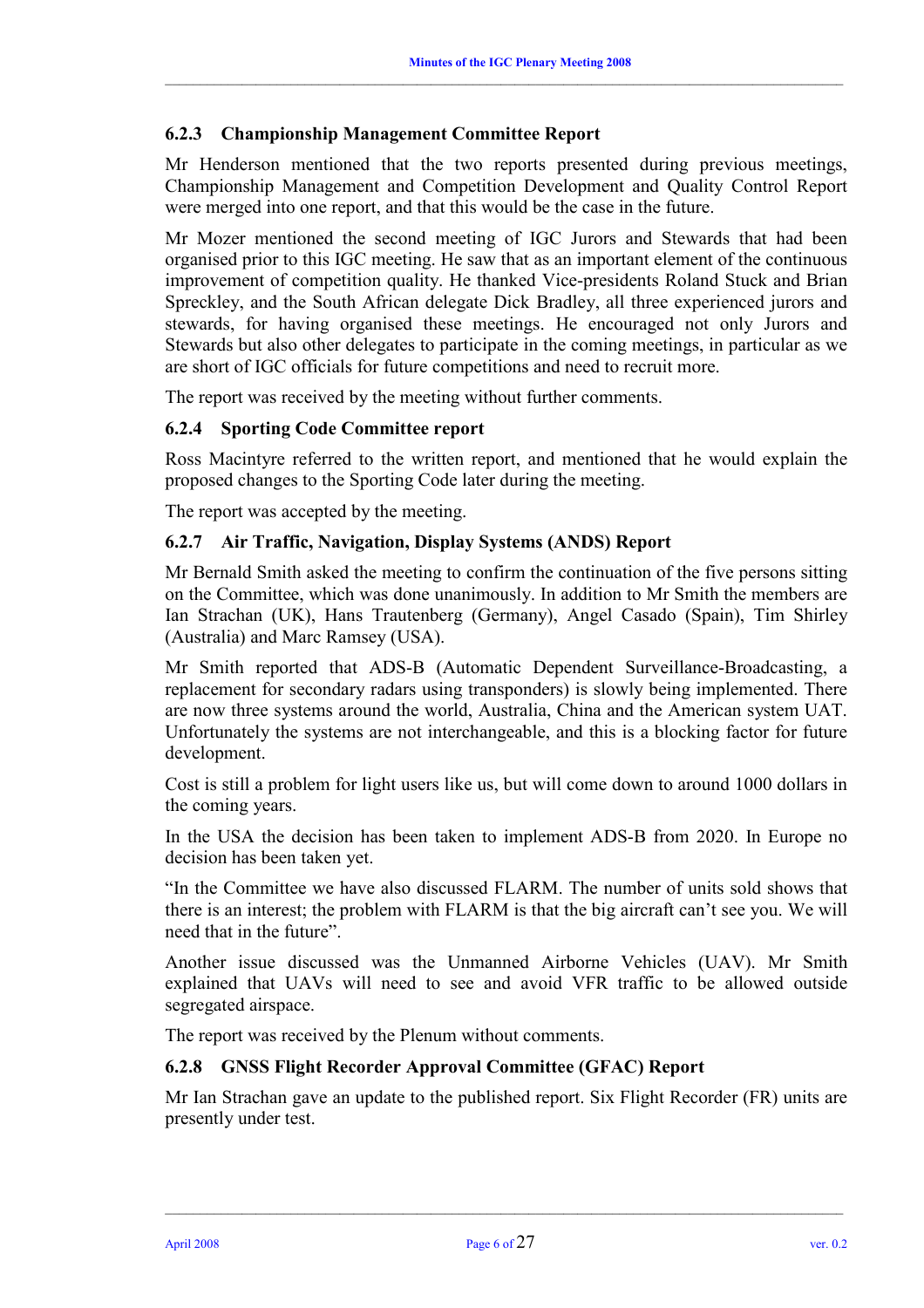### 6.2.3 Championship Management Committee Report

Mr Henderson mentioned that the two reports presented during previous meetings, Championship Management and Competition Development and Quality Control Report were merged into one report, and that this would be the case in the future.

Mr Mozer mentioned the second meeting of IGC Jurors and Stewards that had been organised prior to this IGC meeting. He saw that as an important element of the continuous improvement of competition quality. He thanked Vice-presidents Roland Stuck and Brian Spreckley, and the South African delegate Dick Bradley, all three experienced jurors and stewards, for having organised these meetings. He encouraged not only Jurors and Stewards but also other delegates to participate in the coming meetings, in particular as we are short of IGC officials for future competitions and need to recruit more.

The report was received by the meeting without further comments.

### 6.2.4 Sporting Code Committee report

Ross Macintyre referred to the written report, and mentioned that he would explain the proposed changes to the Sporting Code later during the meeting.

The report was accepted by the meeting.

### 6.2.7 Air Traffic, Navigation, Display Systems (ANDS) Report

Mr Bernald Smith asked the meeting to confirm the continuation of the five persons sitting on the Committee, which was done unanimously. In addition to Mr Smith the members are Ian Strachan (UK), Hans Trautenberg (Germany), Angel Casado (Spain), Tim Shirley (Australia) and Marc Ramsey (USA).

Mr Smith reported that ADS-B (Automatic Dependent Surveillance-Broadcasting, a replacement for secondary radars using transponders) is slowly being implemented. There are now three systems around the world, Australia, China and the American system UAT. Unfortunately the systems are not interchangeable, and this is a blocking factor for future development.

Cost is still a problem for light users like us, but will come down to around 1000 dollars in the coming years.

In the USA the decision has been taken to implement ADS-B from 2020. In Europe no decision has been taken yet.

"In the Committee we have also discussed FLARM. The number of units sold shows that there is an interest; the problem with FLARM is that the big aircraft can't see you. We will need that in the future".

Another issue discussed was the Unmanned Airborne Vehicles (UAV). Mr Smith explained that UAVs will need to see and avoid VFR traffic to be allowed outside segregated airspace.

The report was received by the Plenum without comments.

### 6.2.8 GNSS Flight Recorder Approval Committee (GFAC) Report

Mr Ian Strachan gave an update to the published report. Six Flight Recorder (FR) units are presently under test.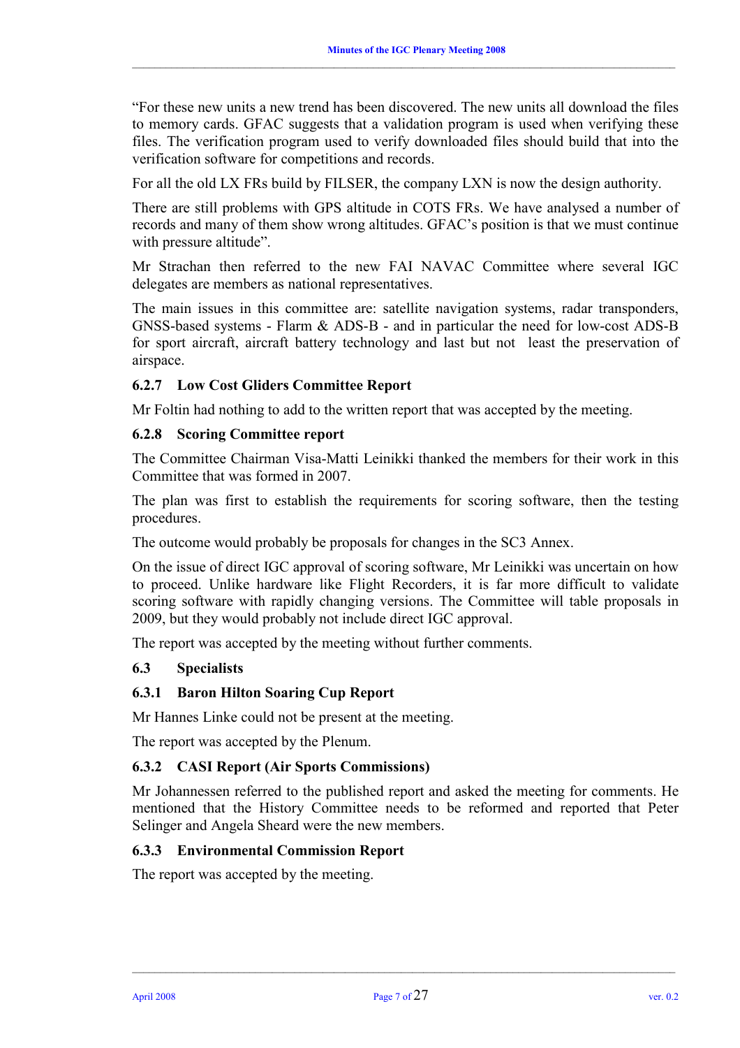"For these new units a new trend has been discovered. The new units all download the files to memory cards. GFAC suggests that a validation program is used when verifying these files. The verification program used to verify downloaded files should build that into the verification software for competitions and records.

For all the old LX FRs build by FILSER, the company LXN is now the design authority.

There are still problems with GPS altitude in COTS FRs. We have analysed a number of records and many of them show wrong altitudes. GFAC's position is that we must continue with pressure altitude".

Mr Strachan then referred to the new FAI NAVAC Committee where several IGC delegates are members as national representatives.

The main issues in this committee are: satellite navigation systems, radar transponders, GNSS-based systems - Flarm & ADS-B - and in particular the need for low-cost ADS-B for sport aircraft, aircraft battery technology and last but not least the preservation of airspace.

### 6.2.7 Low Cost Gliders Committee Report

Mr Foltin had nothing to add to the written report that was accepted by the meeting.

### 6.2.8 Scoring Committee report

The Committee Chairman Visa-Matti Leinikki thanked the members for their work in this Committee that was formed in 2007.

The plan was first to establish the requirements for scoring software, then the testing procedures.

The outcome would probably be proposals for changes in the SC3 Annex.

On the issue of direct IGC approval of scoring software, Mr Leinikki was uncertain on how to proceed. Unlike hardware like Flight Recorders, it is far more difficult to validate scoring software with rapidly changing versions. The Committee will table proposals in 2009, but they would probably not include direct IGC approval.

The report was accepted by the meeting without further comments.

## 6.3 Specialists

### 6.3.1 Baron Hilton Soaring Cup Report

Mr Hannes Linke could not be present at the meeting.

The report was accepted by the Plenum.

### 6.3.2 CASI Report (Air Sports Commissions)

Mr Johannessen referred to the published report and asked the meeting for comments. He mentioned that the History Committee needs to be reformed and reported that Peter Selinger and Angela Sheard were the new members.

### 6.3.3 Environmental Commission Report

The report was accepted by the meeting.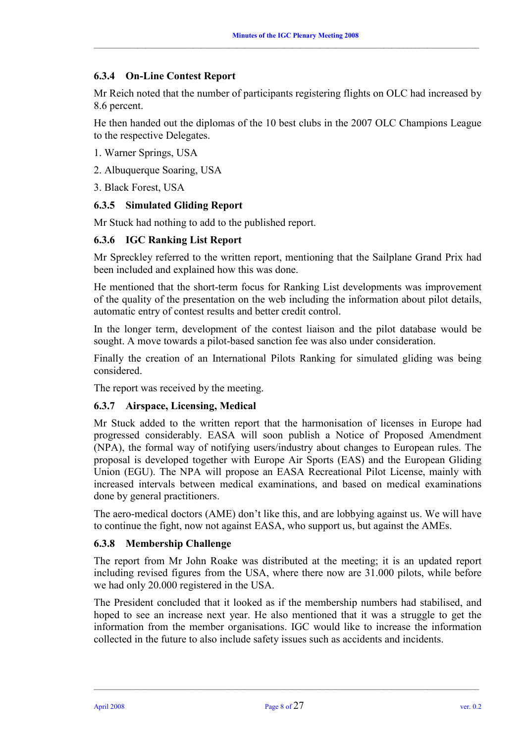### 6.3.4 On-Line Contest Report

Mr Reich noted that the number of participants registering flights on OLC had increased by 8.6 percent.

He then handed out the diplomas of the 10 best clubs in the 2007 OLC Champions League to the respective Delegates.

1. Warner Springs, USA
2. Albuquerque Soaring, USA
3. Black Forest, USA

### 6.3.5 Simulated Gliding Report

Mr Stuck had nothing to add to the published report.

### 6.3.6 IGC Ranking List Report

Mr Sprecklev referred to the written report, mentioning that the Sailplane Grand Prix had been included and explained how this was done.

He mentioned that the short-term focus for Ranking List developments was improvement of the quality of the presentation on the web including the information about pilot details, automatic entry of contest results and better credit control.

In the longer term, development of the contest liaison and the pilot database would be sought. A move towards a pilot-based sanction fee was also under consideration.

Finally the creation of an International Pilots Ranking for simulated gliding was being considered.

The report was received by the meeting.

### 6.3.7 Airspace, Licensing, Medical

Mr Stuck added to the written report that the harmonisation of licenses in Europe had progressed considerably. EASA will soon publish a Notice of Proposed Amendment (NPA), the formal way of notifying users/industry about changes to European rules. The proposal is developed together with Europe Air Sports (EAS) and the European Gliding Union (EGU). The NPA will propose an EASA Recreational Pilot License, mainly with increased intervals between medical examinations, and based on medical examinations done by general practitioners.

The aero-medical doctors (AME) don't like this, and are lobbying against us. We will have to continue the fight, now not against EASA, who support us, but against the AMEs.

### 6.3.8 Membership Challenge

The report from Mr John Roake was distributed at the meeting; it is an updated report including revised figures from the USA, where there now are 31.000 pilots, while before we had only 20.000 registered in the USA.

The President concluded that it looked as if the membership numbers had stabilised, and hoped to see an increase next year. He also mentioned that it was a struggle to get the information from the member organisations. IGC would like to increase the information collected in the future to also include safety issues such as accidents and incidents.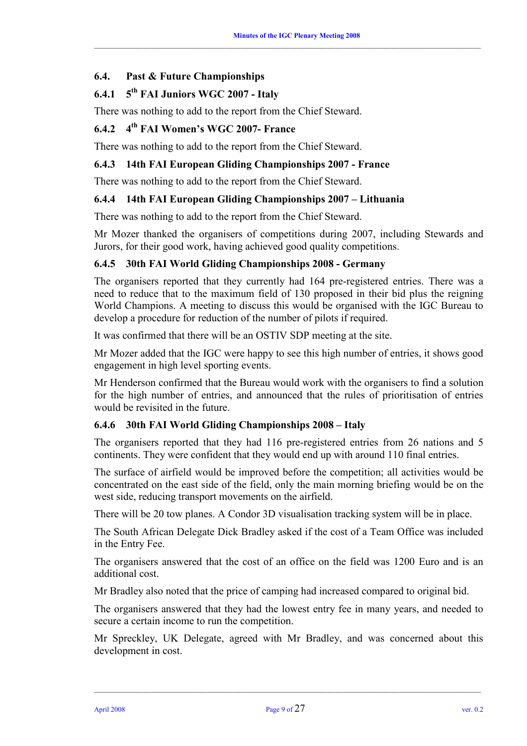## 6.4. Past & Future Championships

### 6.4.1 5th FAI Juniors WGC 2007 - Italy

There was nothing to add to the report from the Chief Steward.

### 6.4.2 4th FAI Women's WGC 2007- France

There was nothing to add to the report from the Chief Steward.

### 6.4.3 14th FAI European Gliding Championships 2007 - France

There was nothing to add to the report from the Chief Steward.

### 6.4.4 14th FAI European Gliding Championships 2007 – Lithuania

There was nothing to add to the report from the Chief Steward.

Mr Mozer thanked the organisers of competitions during 2007, including Stewards and Jurors, for their good work, having achieved good quality competitions.

### 6.4.5 30th FAI World Gliding Championships 2008 - Germany

The organisers reported that they currently had 164 pre-registered entries. There was a need to reduce that to the maximum field of 130 proposed in their bid plus the reigning World Champions. A meeting to discuss this would be organised with the IGC Bureau to develop a procedure for reduction of the number of pilots if required.

It was confirmed that there will be an OSTIV SDP meeting at the site.

Mr Mozer added that the IGC were happy to see this high number of entries, it shows good engagement in high level sporting events.

Mr Henderson confirmed that the Bureau would work with the organisers to find a solution for the high number of entries, and announced that the rules of prioritisation of entries would be revisited in the future.

### 6.4.6 30th FAI World Gliding Championships 2008 – Italy

The organisers reported that they had 116 pre-registered entries from 26 nations and 5 continents. They were confident that they would end up with around 110 final entries.

The surface of airfield would be improved before the competition; all activities would be concentrated on the east side of the field, only the main morning briefing would be on the west side, reducing transport movements on the airfield.

There will be 20 tow planes. A Condor 3D visualisation tracking system will be in place.

The South African Delegate Dick Bradley asked if the cost of a Team Office was included in the Entry Fee.

The organisers answered that the cost of an office on the field was 1200 Euro and is an additional cost.

Mr Bradley also noted that the price of camping had increased compared to original bid.

The organisers answered that they had the lowest entry fee in many years, and needed to secure a certain income to run the competition.

Mr Sprekley, UK Delegate, agreed with Mr Bradley, and was concerned about this development in cost.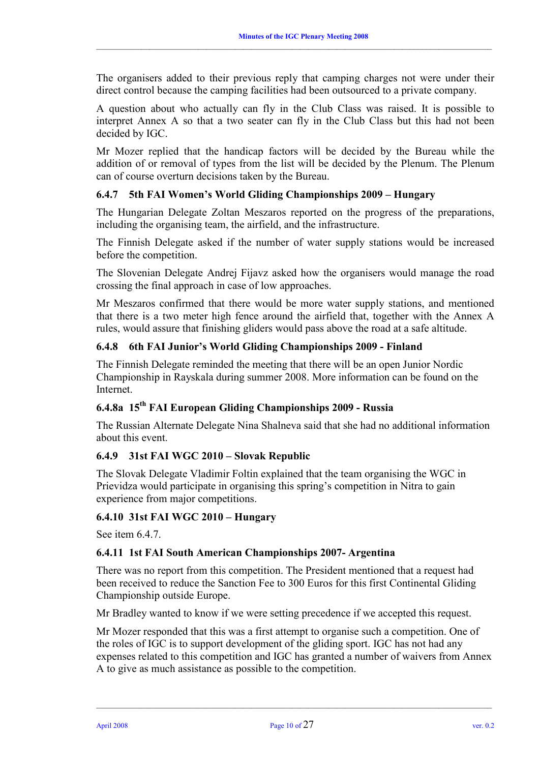The organisers added to their previous reply that camping charges not were under their direct control because the camping facilities had been outsourced to a private company.

A question about who actually can fly in the Club Class was raised. It is possible to interpret Annex A so that a two seater can fly in the Club Class but this had not been decided by IGC.

Mr Mozer replied that the handicap factors will be decided by the Bureau while the addition of or removal of types from the list will be decided by the Plenum. The Plenum can of course overturn decisions taken by the Bureau.

### 6.4.7 5th FAI Women's World Gliding Championships 2009 – Hungary

The Hungarian Delegate Zoltan Meszaros reported on the progress of the preparations, including the organising team, the airfield, and the infrastructure.

The Finnish Delegate asked if the number of water supply stations would be increased before the competition.

The Slovenian Delegate Andrej Fijavz asked how the organisers would manage the road crossing the final approach in case of low approaches.

Mr Meszaros confirmed that there would be more water supply stations, and mentioned that there is a two meter high fence around the airfield that, together with the Annex A rules, would assure that finishing gliders would pass above the road at a safe altitude.

### 6.4.8 6th FAI Junior's World Gliding Championships 2009 - Finland

The Finnish Delegate reminded the meeting that there will be an open Junior Nordic Championship in Rayskala during summer 2008. More information can be found on the Internet.

### 6.4.8a 15th FAI European Gliding Championships 2009 - Russia

The Russian Alternate Delegate Nina Shalneva said that she had no additional information about this event.

### 6.4.9 31st FAI WGC 2010 – Slovak Republic

The Slovak Delegate Vladimir Foltin explained that the team organising the WGC in Prievidza would participate in organising this spring's competition in Nitra to gain experience from major competitions.

### 6.4.10 31st FAI WGC 2010 – Hungary

See item 6.4.7.

### 6.4.11 1st FAI South American Championships 2007- Argentina

There was no report from this competition. The President mentioned that a request had been received to reduce the Sanction Fee to 300 Euros for this first Continental Gliding Championship outside Europe.

Mr Bradley wanted to know if we were setting precedence if we accepted this request.

Mr Mozer responded that this was a first attempt to organise such a competition. One of the roles of IGC is to support development of the gliding sport. IGC has not had any expenses related to this competition and IGC has granted a number of waivers from Annex A to give as much assistance as possible to the competition.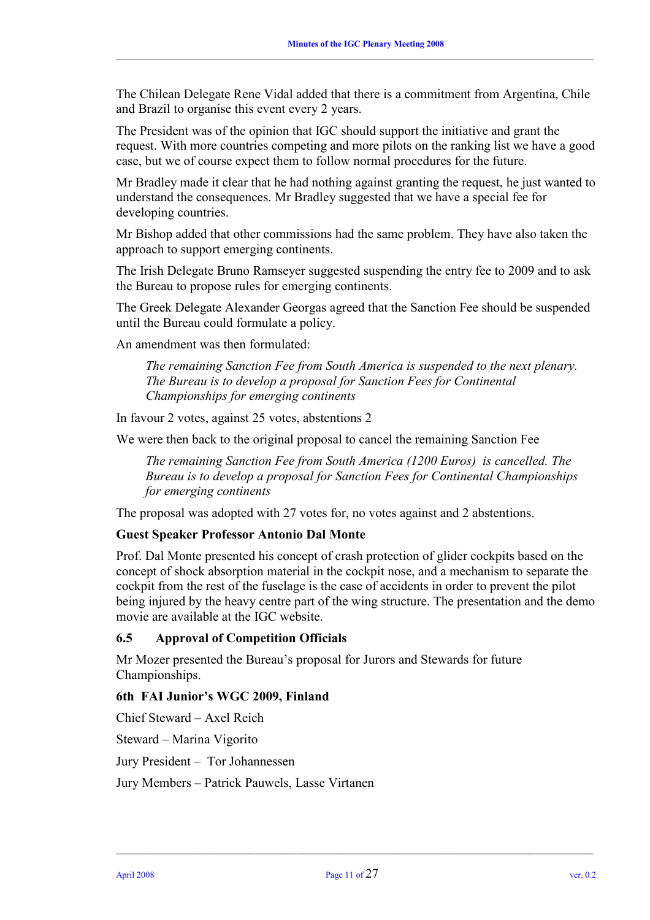The Chilean Delegate Rene Vidal added that there is a commitment from Argentina, Chile and Brazil to organise this event every 2 years.

The President was of the opinion that IGC should support the initiative and grant the request. With more countries competing and more pilots on the ranking list we have a good case, but we of course expect them to follow normal procedures for the future.

Mr Bradley made it clear that he had nothing against granting the request, he just wanted to understand the consequences. Mr Bradley suggested that we have a special fee for developing countries.

Mr Bishop added that other commissions had the same problem. They have also taken the approach to support emerging continents.

The Irish Delegate Bruno Ramseyer suggested suspending the entry fee to 2009 and to ask the Bureau to propose rules for emerging continents.

The Greek Delegate Alexander Georgas agreed that the Sanction Fee should be suspended until the Bureau could formulate a policy.

An amendment was then formulated:

> *The remaining Sanction Fee from South America is suspended to the next plenary. The Bureau is to develop a proposal for Sanction Fees for Continental Championships for emerging continents*

In favour 2 votes, against 25 votes, abstentions 2

We were then back to the original proposal to cancel the remaining Sanction Fee

> *The remaining Sanction Fee from South America (1200 Euros) is cancelled. The Bureau is to develop a proposal for Sanction Fees for Continental Championships for emerging continents*

The proposal was adopted with 27 votes for, no votes against and 2 abstentions.

**Guest Speaker Professor Antonio Dal Monte**

Prof. Dal Monte presented his concept of crash protection of glider cockpits based on the concept of shock absorption material in the cockpit nose, and a mechanism to separate the cockpit from the rest of the fuselage is the case of accidents in order to prevent the pilot being injured by the heavy centre part of the wing structure. The presentation and the demo movie are available at the IGC website.

### 6.5 Approval of Competition Officials

Mr Mozer presented the Bureau's proposal for Jurors and Stewards for future Championships.

**6th FAI Junior's WGC 2009, Finland**

Chief Steward – Axel Reich

Steward – Marina Vigorito

Jury President – Tor Johannessen

Jury Members – Patrick Pauwels, Lasse Virtanen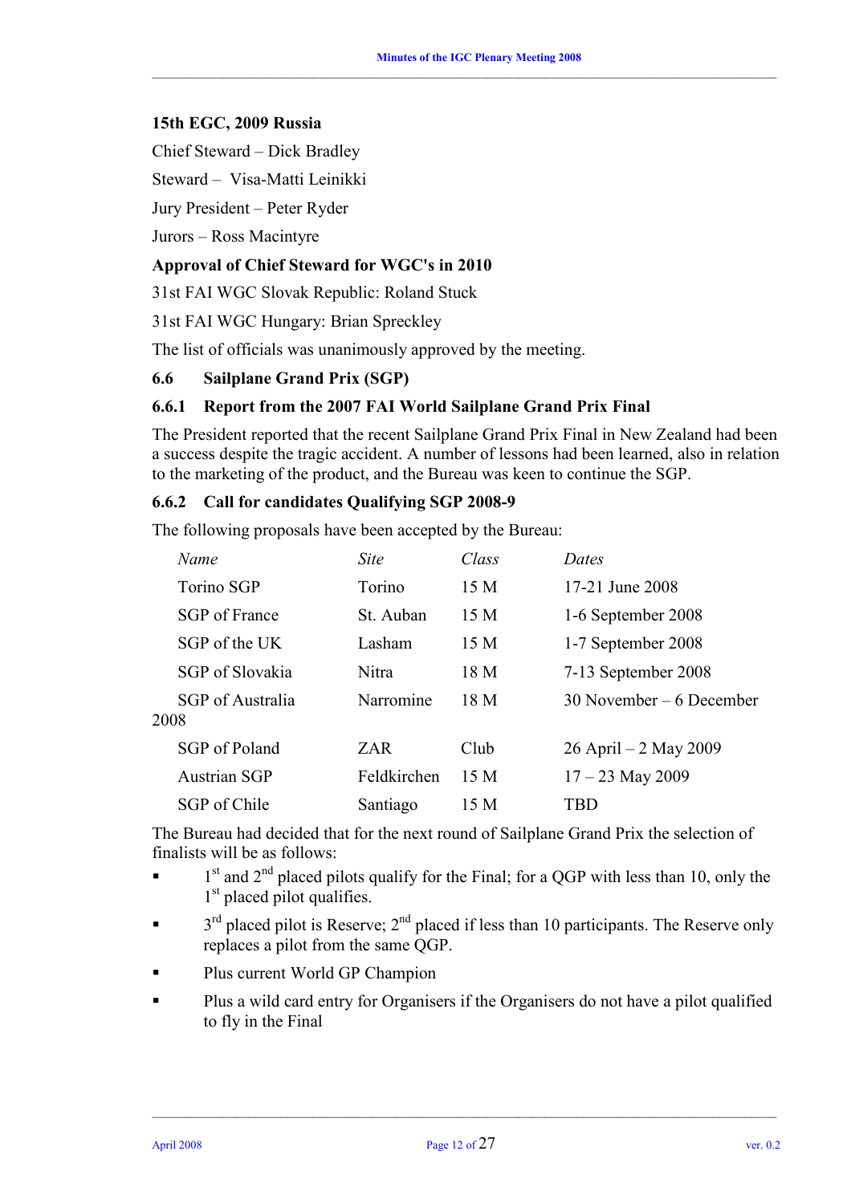**15th EGC, 2009 Russia**

Chief Steward – Dick Bradley

Steward – Visa-Matti Leinikki

Jury President – Peter Ryder

Jurors – Ross Macintyre

**Approval of Chief Steward for WGC's in 2010**

31st FAI WGC Slovak Republic: Roland Stuck

31st FAI WGC Hungary: Brian Spreckley

The list of officials was unanimously approved by the meeting.

### 6.6 Sailplane Grand Prix (SGP)

#### 6.6.1 Report from the 2007 FAI World Sailplane Grand Prix Final

The President reported that the recent Sailplane Grand Prix Final in New Zealand had been a success despite the tragic accident. A number of lessons had been learned, also in relation to the marketing of the product, and the Bureau was keen to continue the SGP.

#### 6.6.2 Call for candidates Qualifying SGP 2008-9

The following proposals have been accepted by the Bureau:

| *Name* | *Site* | *Class* | *Dates* |
|---|---|---|---|
| Torino SGP | Torino | 15 M | 17-21 June 2008 |
| SGP of France | St. Auban | 15 M | 1-6 September 2008 |
| SGP of the UK | Lasham | 15 M | 1-7 September 2008 |
| SGP of Slovakia | Nitra | 18 M | 7-13 September 2008 |
| SGP of Australia | Narromine | 18 M | 30 November – 6 December 2008 |
| SGP of Poland | ZAR | Club | 26 April – 2 May 2009 |
| Austrian SGP | Feldkirchen | 15 M | 17 – 23 May 2009 |
| SGP of Chile | Santiago | 15 M | TBD |

The Bureau had decided that for the next round of Sailplane Grand Prix the selection of finalists will be as follows:

- 1st and 2nd placed pilots qualify for the Final; for a QGP with less than 10, only the 1st placed pilot qualifies.
- 3rd placed pilot is Reserve; 2nd placed if less than 10 participants. The Reserve only replaces a pilot from the same QGP.
- Plus current World GP Champion
- Plus a wild card entry for Organisers if the Organisers do not have a pilot qualified to fly in the Final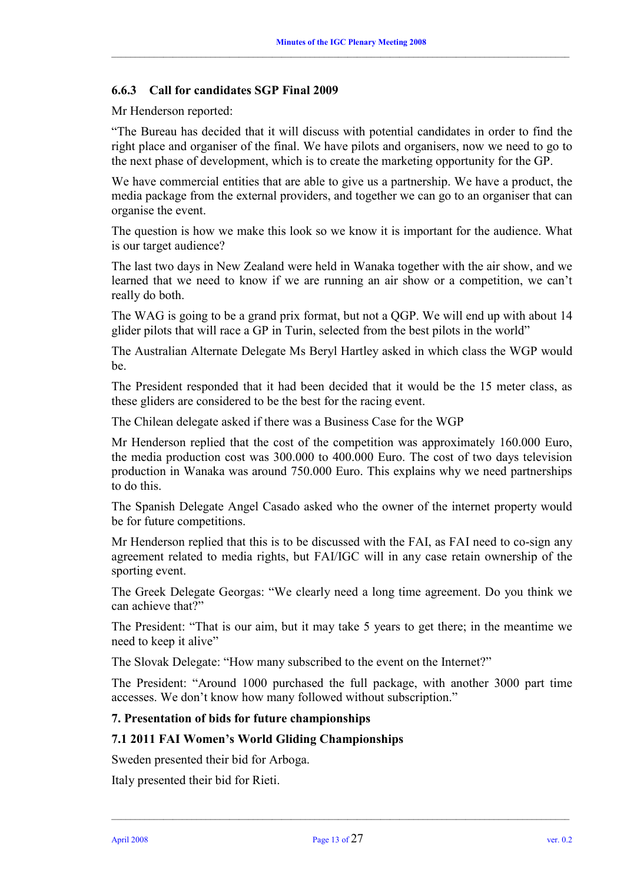### 6.6.3 Call for candidates SGP Final 2009

Mr Henderson reported:

"The Bureau has decided that it will discuss with potential candidates in order to find the right place and organiser of the final. We have pilots and organisers, now we need to go to the next phase of development, which is to create the marketing opportunity for the GP.

We have commercial entities that are able to give us a partnership. We have a product, the media package from the external providers, and together we can go to an organiser that can organise the event.

The question is how we make this look so we know it is important for the audience. What is our target audience?

The last two days in New Zealand were held in Wanaka together with the air show, and we learned that we need to know if we are running an air show or a competition, we can't really do both.

The WAG is going to be a grand prix format, but not a QGP. We will end up with about 14 glider pilots that will race a GP in Turin, selected from the best pilots in the world"

The Australian Alternate Delegate Ms Beryl Hartley asked in which class the WGP would be.

The President responded that it had been decided that it would be the 15 meter class, as these gliders are considered to be the best for the racing event.

The Chilean delegate asked if there was a Business Case for the WGP

Mr Henderson replied that the cost of the competition was approximately 160.000 Euro, the media production cost was 300.000 to 400.000 Euro. The cost of two days television production in Wanaka was around 750.000 Euro. This explains why we need partnerships to do this.

The Spanish Delegate Angel Casado asked who the owner of the internet property would be for future competitions.

Mr Henderson replied that this is to be discussed with the FAI, as FAI need to co-sign any agreement related to media rights, but FAI/IGC will in any case retain ownership of the sporting event.

The Greek Delegate Georgas: "We clearly need a long time agreement. Do you think we can achieve that?"

The President: "That is our aim, but it may take 5 years to get there; in the meantime we need to keep it alive"

The Slovak Delegate: "How many subscribed to the event on the Internet?"

The President: "Around 1000 purchased the full package, with another 3000 part time accesses. We don't know how many followed without subscription."

## 7. Presentation of bids for future championships

### 7.1 2011 FAI Women's World Gliding Championships

Sweden presented their bid for Arboga.

Italy presented their bid for Rieti.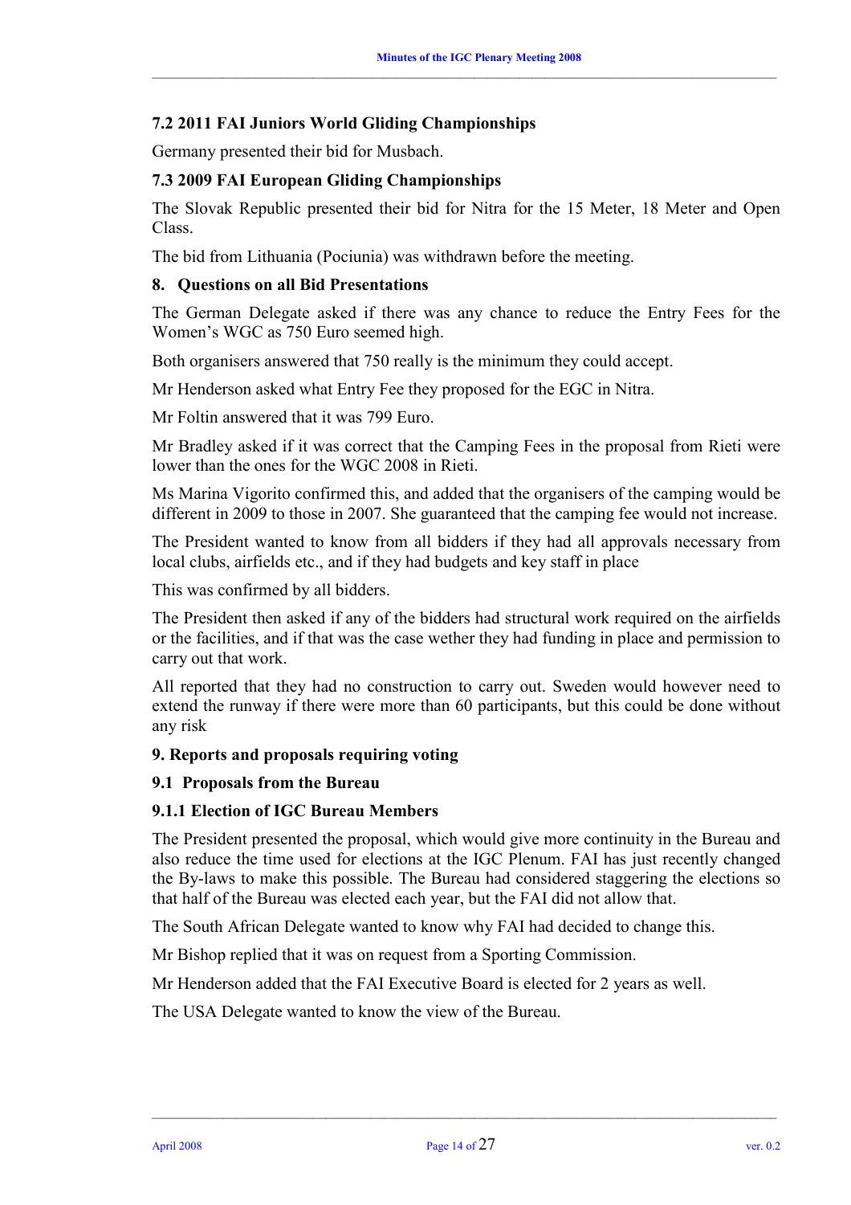### 7.2 2011 FAI Juniors World Gliding Championships

Germany presented their bid for Musbach.

### 7.3 2009 FAI European Gliding Championships

The Slovak Republic presented their bid for Nitra for the 15 Meter, 18 Meter and Open Class.

The bid from Lithuania (Pociunia) was withdrawn before the meeting.

## 8. Questions on all Bid Presentations

The German Delegate asked if there was any chance to reduce the Entry Fees for the Women's WGC as 750 Euro seemed high.

Both organisers answered that 750 really is the minimum they could accept.

Mr Henderson asked what Entry Fee they proposed for the EGC in Nitra.

Mr Foltin answered that it was 799 Euro.

Mr Bradley asked if it was correct that the Camping Fees in the proposal from Rieti were lower than the ones for the WGC 2008 in Rieti.

Ms Marina Vigorito confirmed this, and added that the organisers of the camping would be different in 2009 to those in 2007. She guaranteed that the camping fee would not increase.

The President wanted to know from all bidders if they had all approvals necessary from local clubs, airfields etc., and if they had budgets and key staff in place

This was confirmed by all bidders.

The President then asked if any of the bidders had structural work required on the airfields or the facilities, and if that was the case wether they had funding in place and permission to carry out that work.

All reported that they had no construction to carry out. Sweden would however need to extend the runway if there were more than 60 participants, but this could be done without any risk

## 9. Reports and proposals requiring voting

### 9.1 Proposals from the Bureau

#### 9.1.1 Election of IGC Bureau Members

The President presented the proposal, which would give more continuity in the Bureau and also reduce the time used for elections at the IGC Plenum. FAI has just recently changed the By-laws to make this possible. The Bureau had considered staggering the elections so that half of the Bureau was elected each year, but the FAI did not allow that.

The South African Delegate wanted to know why FAI had decided to change this.

Mr Bishop replied that it was on request from a Sporting Commission.

Mr Henderson added that the FAI Executive Board is elected for 2 years as well.

The USA Delegate wanted to know the view of the Bureau.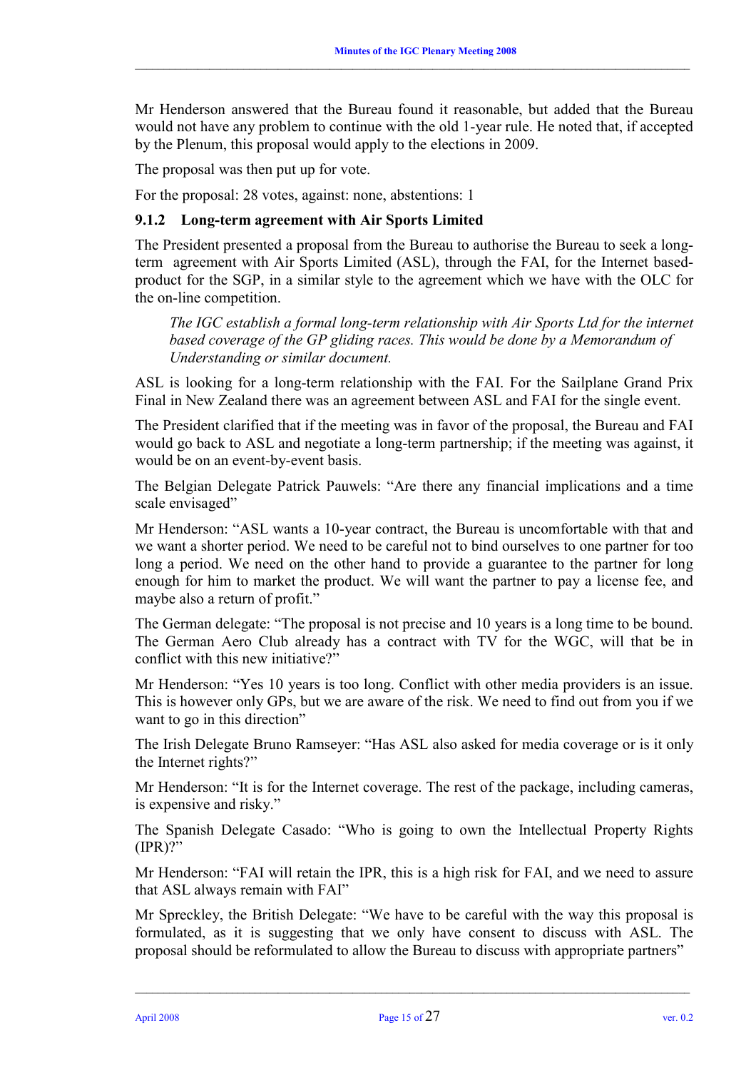Mr Henderson answered that the Bureau found it reasonable, but added that the Bureau would not have any problem to continue with the old 1-year rule. He noted that, if accepted by the Plenum, this proposal would apply to the elections in 2009.

The proposal was then put up for vote.

For the proposal: 28 votes, against: none, abstentions: 1

### 9.1.2 Long-term agreement with Air Sports Limited

The President presented a proposal from the Bureau to authorise the Bureau to seek a long-term agreement with Air Sports Limited (ASL), through the FAI, for the Internet based-product for the SGP, in a similar style to the agreement which we have with the OLC for the on-line competition.

> *The IGC establish a formal long-term relationship with Air Sports Ltd for the internet based coverage of the GP gliding races. This would be done by a Memorandum of Understanding or similar document.*

ASL is looking for a long-term relationship with the FAI. For the Sailplane Grand Prix Final in New Zealand there was an agreement between ASL and FAI for the single event.

The President clarified that if the meeting was in favor of the proposal, the Bureau and FAI would go back to ASL and negotiate a long-term partnership; if the meeting was against, it would be on an event-by-event basis.

The Belgian Delegate Patrick Pauwels: "Are there any financial implications and a time scale envisaged"

Mr Henderson: "ASL wants a 10-year contract, the Bureau is uncomfortable with that and we want a shorter period. We need to be careful not to bind ourselves to one partner for too long a period. We need on the other hand to provide a guarantee to the partner for long enough for him to market the product. We will want the partner to pay a license fee, and maybe also a return of profit."

The German delegate: "The proposal is not precise and 10 years is a long time to be bound. The German Aero Club already has a contract with TV for the WGC, will that be in conflict with this new initiative?"

Mr Henderson: "Yes 10 years is too long. Conflict with other media providers is an issue. This is however only GPs, but we are aware of the risk. We need to find out from you if we want to go in this direction"

The Irish Delegate Bruno Ramseyer: "Has ASL also asked for media coverage or is it only the Internet rights?"

Mr Henderson: "It is for the Internet coverage. The rest of the package, including cameras, is expensive and risky."

The Spanish Delegate Casado: "Who is going to own the Intellectual Property Rights (IPR)?"

Mr Henderson: "FAI will retain the IPR, this is a high risk for FAI, and we need to assure that ASL always remain with FAI"

Mr Spreckley, the British Delegate: "We have to be careful with the way this proposal is formulated, as it is suggesting that we only have consent to discuss with ASL. The proposal should be reformulated to allow the Bureau to discuss with appropriate partners"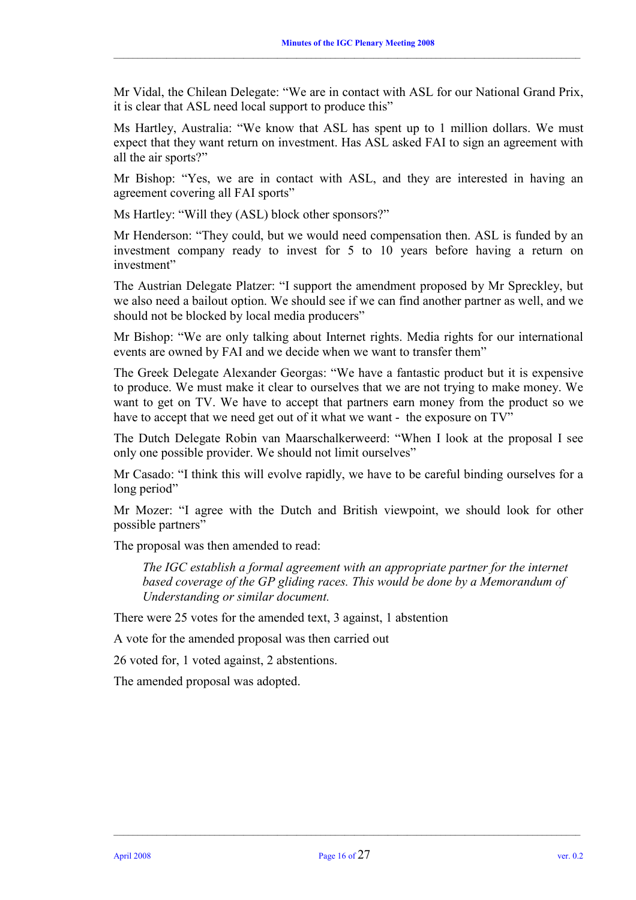Mr Vidal, the Chilean Delegate: “We are in contact with ASL for our National Grand Prix, it is clear that ASL need local support to produce this”

Ms Hartley, Australia: “We know that ASL has spent up to 1 million dollars. We must expect that they want return on investment. Has ASL asked FAI to sign an agreement with all the air sports?”

Mr Bishop: “Yes, we are in contact with ASL, and they are interested in having an agreement covering all FAI sports”

Ms Hartley: “Will they (ASL) block other sponsors?”

Mr Henderson: “They could, but we would need compensation then. ASL is funded by an investment company ready to invest for 5 to 10 years before having a return on investment”

The Austrian Delegate Platzer: “I support the amendment proposed by Mr Spreckley, but we also need a bailout option. We should see if we can find another partner as well, and we should not be blocked by local media producers”

Mr Bishop: “We are only talking about Internet rights. Media rights for our international events are owned by FAI and we decide when we want to transfer them”

The Greek Delegate Alexander Georgas: “We have a fantastic product but it is expensive to produce. We must make it clear to ourselves that we are not trying to make money. We want to get on TV. We have to accept that partners earn money from the product so we have to accept that we need get out of it what we want - the exposure on TV”

The Dutch Delegate Robin van Maarschalkerweerd: “When I look at the proposal I see only one possible provider. We should not limit ourselves”

Mr Casado: “I think this will evolve rapidly, we have to be careful binding ourselves for a long period”

Mr Mozer: “I agree with the Dutch and British viewpoint, we should look for other possible partners”

The proposal was then amended to read:

> *The IGC establish a formal agreement with an appropriate partner for the internet based coverage of the GP gliding races. This would be done by a Memorandum of Understanding or similar document.*

There were 25 votes for the amended text, 3 against, 1 abstention

A vote for the amended proposal was then carried out

26 voted for, 1 voted against, 2 abstentions.

The amended proposal was adopted.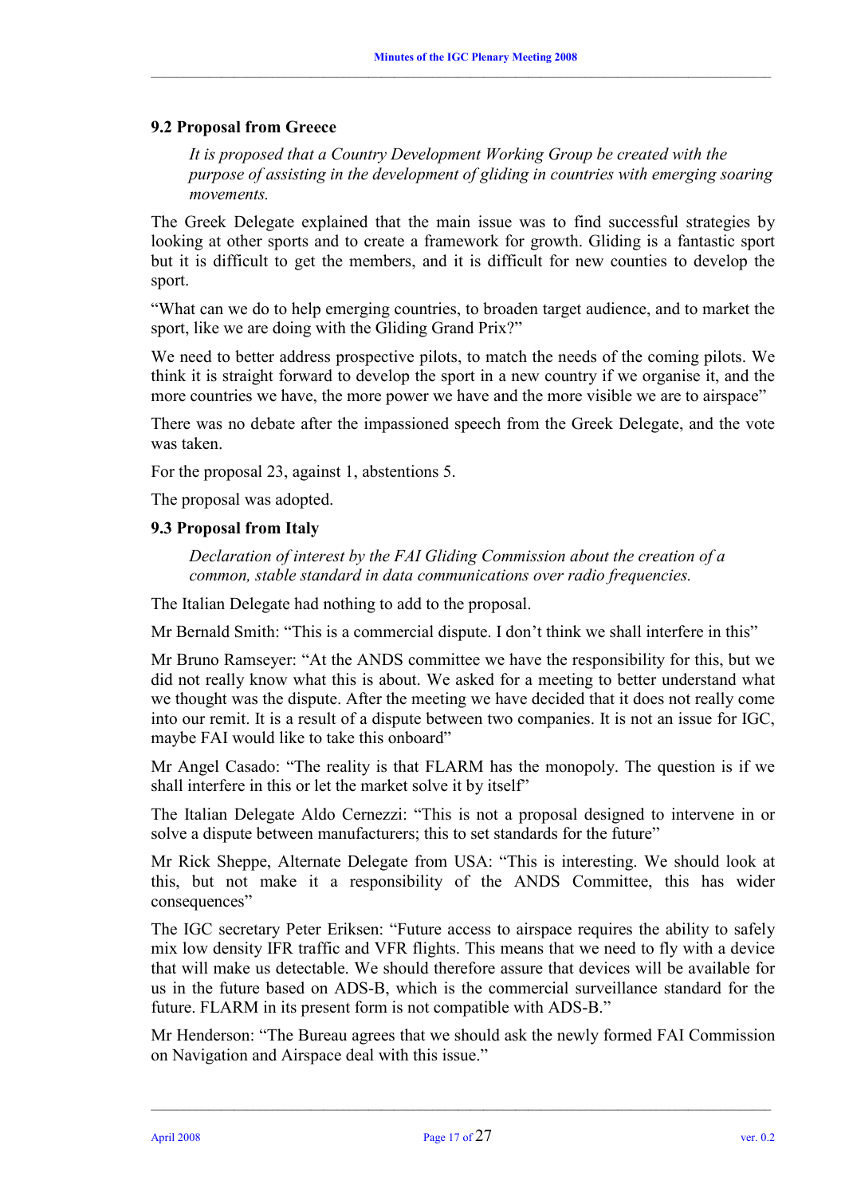### 9.2 Proposal from Greece

*It is proposed that a Country Development Working Group be created with the purpose of assisting in the development of gliding in countries with emerging soaring movements.*

The Greek Delegate explained that the main issue was to find successful strategies by looking at other sports and to create a framework for growth. Gliding is a fantastic sport but it is difficult to get the members, and it is difficult for new counties to develop the sport.

"What can we do to help emerging countries, to broaden target audience, and to market the sport, like we are doing with the Gliding Grand Prix?"

We need to better address prospective pilots, to match the needs of the coming pilots. We think it is straight forward to develop the sport in a new country if we organise it, and the more countries we have, the more power we have and the more visible we are to airspace"

There was no debate after the impassioned speech from the Greek Delegate, and the vote was taken.

For the proposal 23, against 1, abstentions 5.

The proposal was adopted.

### 9.3 Proposal from Italy

*Declaration of interest by the FAI Gliding Commission about the creation of a common, stable standard in data communications over radio frequencies.*

The Italian Delegate had nothing to add to the proposal.

Mr Bernald Smith: "This is a commercial dispute. I don't think we shall interfere in this"

Mr Bruno Ramseyer: "At the ANDS committee we have the responsibility for this, but we did not really know what this is about. We asked for a meeting to better understand what we thought was the dispute. After the meeting we have decided that it does not really come into our remit. It is a result of a dispute between two companies. It is not an issue for IGC, maybe FAI would like to take this onboard"

Mr Angel Casado: "The reality is that FLARM has the monopoly. The question is if we shall interfere in this or let the market solve it by itself"

The Italian Delegate Aldo Cernezzi: "This is not a proposal designed to intervene in or solve a dispute between manufacturers; this to set standards for the future"

Mr Rick Sheppe, Alternate Delegate from USA: "This is interesting. We should look at this, but not make it a responsibility of the ANDS Committee, this has wider consequences"

The IGC secretary Peter Eriksen: "Future access to airspace requires the ability to safely mix low density IFR traffic and VFR flights. This means that we need to fly with a device that will make us detectable. We should therefore assure that devices will be available for us in the future based on ADS-B, which is the commercial surveillance standard for the future. FLARM in its present form is not compatible with ADS-B."

Mr Henderson: "The Bureau agrees that we should ask the newly formed FAI Commission on Navigation and Airspace deal with this issue."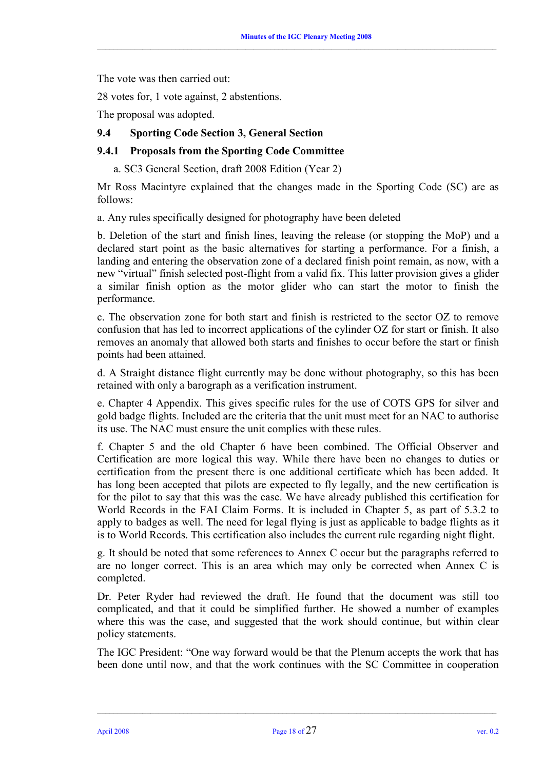The vote was then carried out:

28 votes for, 1 vote against, 2 abstentions.

The proposal was adopted.

### 9.4 Sporting Code Section 3, General Section

#### 9.4.1 Proposals from the Sporting Code Committee

a. SC3 General Section, draft 2008 Edition (Year 2)

Mr Ross Macintyre explained that the changes made in the Sporting Code (SC) are as follows:

a. Any rules specifically designed for photography have been deleted

b. Deletion of the start and finish lines, leaving the release (or stopping the MoP) and a declared start point as the basic alternatives for starting a performance. For a finish, a landing and entering the observation zone of a declared finish point remain, as now, with a new "virtual" finish selected post-flight from a valid fix. This latter provision gives a glider a similar finish option as the motor glider who can start the motor to finish the performance.

c. The observation zone for both start and finish is restricted to the sector OZ to remove confusion that has led to incorrect applications of the cylinder OZ for start or finish. It also removes an anomaly that allowed both starts and finishes to occur before the start or finish points had been attained.

d. A Straight distance flight currently may be done without photography, so this has been retained with only a barograph as a verification instrument.

e. Chapter 4 Appendix. This gives specific rules for the use of COTS GPS for silver and gold badge flights. Included are the criteria that the unit must meet for an NAC to authorise its use. The NAC must ensure the unit complies with these rules.

f. Chapter 5 and the old Chapter 6 have been combined. The Official Observer and Certification are more logical this way. While there have been no changes to duties or certification from the present there is one additional certificate which has been added. It has long been accepted that pilots are expected to fly legally, and the new certification is for the pilot to say that this was the case. We have already published this certification for World Records in the FAI Claim Forms. It is included in Chapter 5, as part of 5.3.2 to apply to badges as well. The need for legal flying is just as applicable to badge flights as it is to World Records. This certification also includes the current rule regarding night flight.

g. It should be noted that some references to Annex C occur but the paragraphs referred to are no longer correct. This is an area which may only be corrected when Annex C is completed.

Dr. Peter Ryder had reviewed the draft. He found that the document was still too complicated, and that it could be simplified further. He showed a number of examples where this was the case, and suggested that the work should continue, but within clear policy statements.

The IGC President: "One way forward would be that the Plenum accepts the work that has been done until now, and that the work continues with the SC Committee in cooperation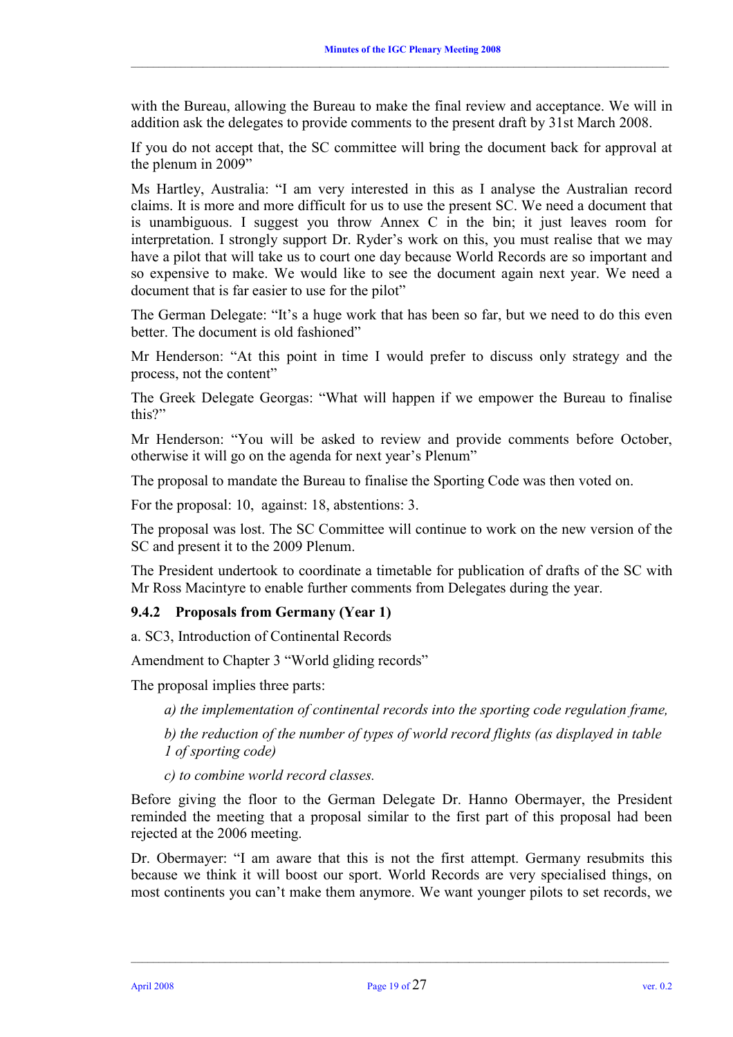with the Bureau, allowing the Bureau to make the final review and acceptance. We will in addition ask the delegates to provide comments to the present draft by 31st March 2008.

If you do not accept that, the SC committee will bring the document back for approval at the plenum in 2009"

Ms Hartley, Australia: "I am very interested in this as I analyse the Australian record claims. It is more and more difficult for us to use the present SC. We need a document that is unambiguous. I suggest you throw Annex C in the bin; it just leaves room for interpretation. I strongly support Dr. Ryder's work on this, you must realise that we may have a pilot that will take us to court one day because World Records are so important and so expensive to make. We would like to see the document again next year. We need a document that is far easier to use for the pilot"

The German Delegate: "It's a huge work that has been so far, but we need to do this even better. The document is old fashioned"

Mr Henderson: "At this point in time I would prefer to discuss only strategy and the process, not the content"

The Greek Delegate Georgas: "What will happen if we empower the Bureau to finalise this?"

Mr Henderson: "You will be asked to review and provide comments before October, otherwise it will go on the agenda for next year's Plenum"

The proposal to mandate the Bureau to finalise the Sporting Code was then voted on.

For the proposal: 10, against: 18, abstentions: 3.

The proposal was lost. The SC Committee will continue to work on the new version of the SC and present it to the 2009 Plenum.

The President undertook to coordinate a timetable for publication of drafts of the SC with Mr Ross Macintyre to enable further comments from Delegates during the year.

### 9.4.2 Proposals from Germany (Year 1)

a. SC3, Introduction of Continental Records

Amendment to Chapter 3 "World gliding records"

The proposal implies three parts:

*a) the implementation of continental records into the sporting code regulation frame,*

*b) the reduction of the number of types of world record flights (as displayed in table 1 of sporting code)*

*c) to combine world record classes.*

Before giving the floor to the German Delegate Dr. Hanno Obermayer, the President reminded the meeting that a proposal similar to the first part of this proposal had been rejected at the 2006 meeting.

Dr. Obermayer: "I am aware that this is not the first attempt. Germany resubmits this because we think it will boost our sport. World Records are very specialised things, on most continents you can't make them anymore. We want younger pilots to set records, we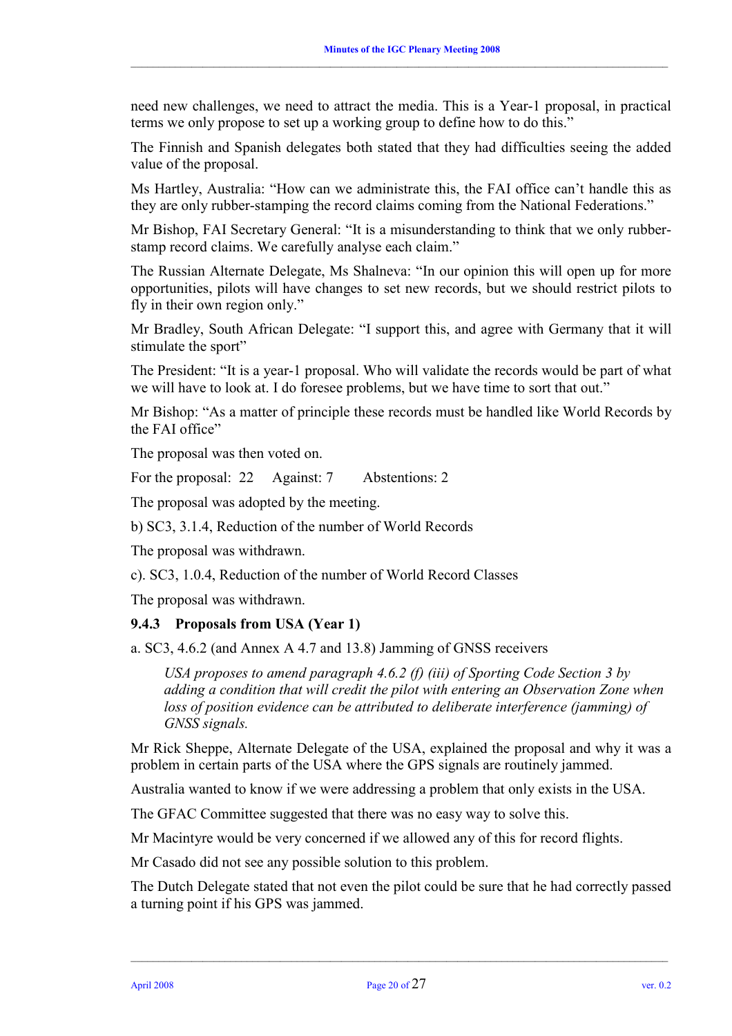need new challenges, we need to attract the media. This is a Year-1 proposal, in practical terms we only propose to set up a working group to define how to do this."

The Finnish and Spanish delegates both stated that they had difficulties seeing the added value of the proposal.

Ms Hartley, Australia: "How can we administrate this, the FAI office can't handle this as they are only rubber-stamping the record claims coming from the National Federations."

Mr Bishop, FAI Secretary General: "It is a misunderstanding to think that we only rubber-stamp record claims. We carefully analyse each claim."

The Russian Alternate Delegate, Ms Shalneva: "In our opinion this will open up for more opportunities, pilots will have changes to set new records, but we should restrict pilots to fly in their own region only."

Mr Bradley, South African Delegate: "I support this, and agree with Germany that it will stimulate the sport"

The President: "It is a year-1 proposal. Who will validate the records would be part of what we will have to look at. I do foresee problems, but we have time to sort that out."

Mr Bishop: "As a matter of principle these records must be handled like World Records by the FAI office"

The proposal was then voted on.

For the proposal: 22 Against: 7 Abstentions: 2

The proposal was adopted by the meeting.

b) SC3, 3.1.4, Reduction of the number of World Records

The proposal was withdrawn.

c). SC3, 1.0.4, Reduction of the number of World Record Classes

The proposal was withdrawn.

### 9.4.3 Proposals from USA (Year 1)

a. SC3, 4.6.2 (and Annex A 4.7 and 13.8) Jamming of GNSS receivers

> *USA proposes to amend paragraph 4.6.2 (f) (iii) of Sporting Code Section 3 by adding a condition that will credit the pilot with entering an Observation Zone when loss of position evidence can be attributed to deliberate interference (jamming) of GNSS signals.*

Mr Rick Sheppe, Alternate Delegate of the USA, explained the proposal and why it was a problem in certain parts of the USA where the GPS signals are routinely jammed.

Australia wanted to know if we were addressing a problem that only exists in the USA.

The GFAC Committee suggested that there was no easy way to solve this.

Mr Macintyre would be very concerned if we allowed any of this for record flights.

Mr Casado did not see any possible solution to this problem.

The Dutch Delegate stated that not even the pilot could be sure that he had correctly passed a turning point if his GPS was jammed.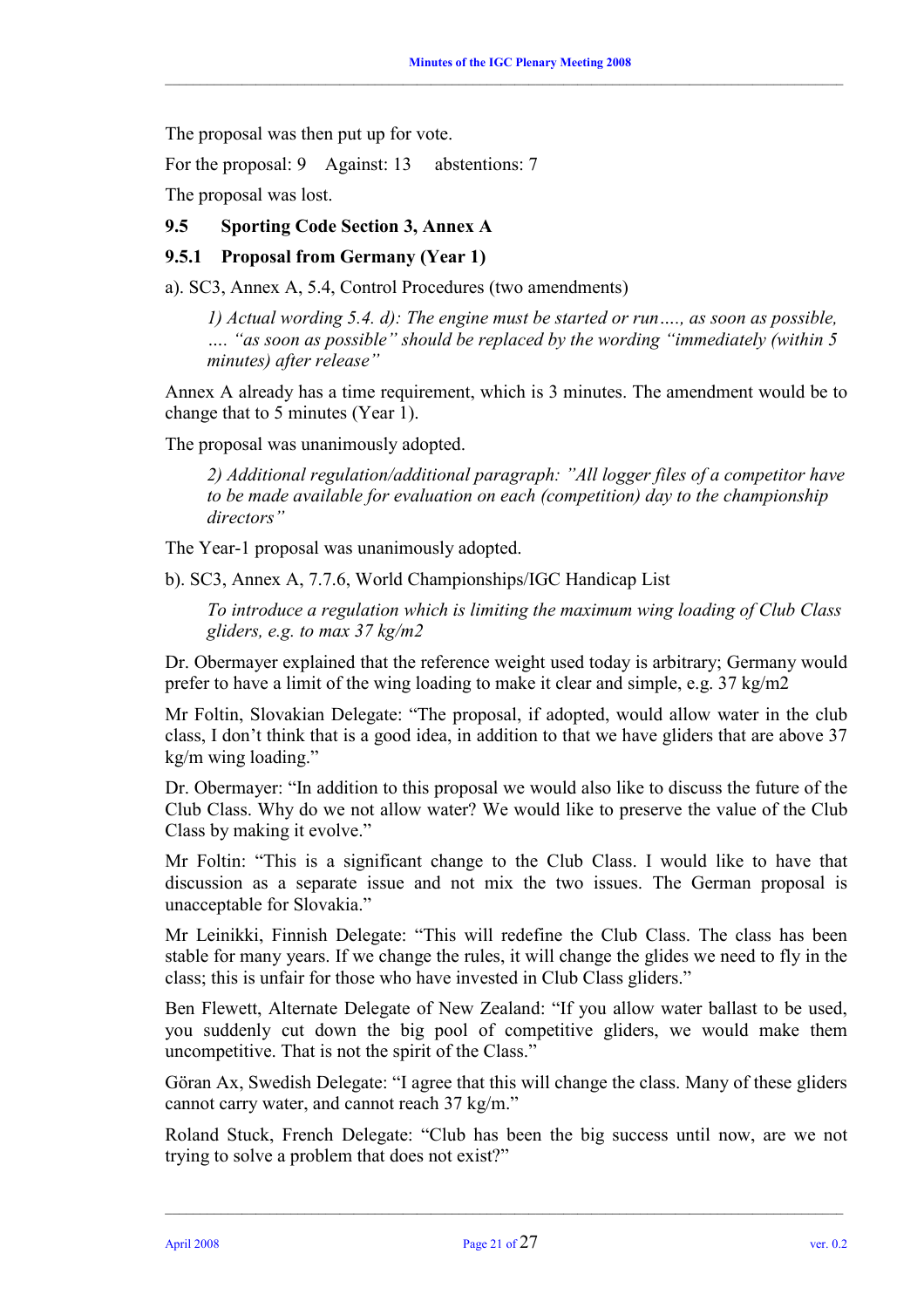The proposal was then put up for vote.

For the proposal: 9  Against: 13  abstentions: 7

The proposal was lost.

### 9.5 Sporting Code Section 3, Annex A

#### 9.5.1 Proposal from Germany (Year 1)

a). SC3, Annex A, 5.4, Control Procedures (two amendments)

> *1) Actual wording 5.4. d): The engine must be started or run…., as soon as possible, …. "as soon as possible" should be replaced by the wording "immediately (within 5 minutes) after release"*

Annex A already has a time requirement, which is 3 minutes. The amendment would be to change that to 5 minutes (Year 1).

The proposal was unanimously adopted.

> *2) Additional regulation/additional paragraph: "All logger files of a competitor have to be made available for evaluation on each (competition) day to the championship directors"*

The Year-1 proposal was unanimously adopted.

b). SC3, Annex A, 7.7.6, World Championships/IGC Handicap List

> *To introduce a regulation which is limiting the maximum wing loading of Club Class gliders, e.g. to max 37 kg/m2*

Dr. Obermayer explained that the reference weight used today is arbitrary; Germany would prefer to have a limit of the wing loading to make it clear and simple, e.g. 37 kg/m2

Mr Foltin, Slovakian Delegate: "The proposal, if adopted, would allow water in the club class, I don't think that is a good idea, in addition to that we have gliders that are above 37 kg/m wing loading."

Dr. Obermayer: "In addition to this proposal we would also like to discuss the future of the Club Class. Why do we not allow water? We would like to preserve the value of the Club Class by making it evolve."

Mr Foltin: "This is a significant change to the Club Class. I would like to have that discussion as a separate issue and not mix the two issues. The German proposal is unacceptable for Slovakia."

Mr Leinikki, Finnish Delegate: "This will redefine the Club Class. The class has been stable for many years. If we change the rules, it will change the glides we need to fly in the class; this is unfair for those who have invested in Club Class gliders."

Ben Flewett, Alternate Delegate of New Zealand: "If you allow water ballast to be used, you suddenly cut down the big pool of competitive gliders, we would make them uncompetitive. That is not the spirit of the Class."

Göran Ax, Swedish Delegate: "I agree that this will change the class. Many of these gliders cannot carry water, and cannot reach 37 kg/m."

Roland Stuck, French Delegate: "Club has been the big success until now, are we not trying to solve a problem that does not exist?"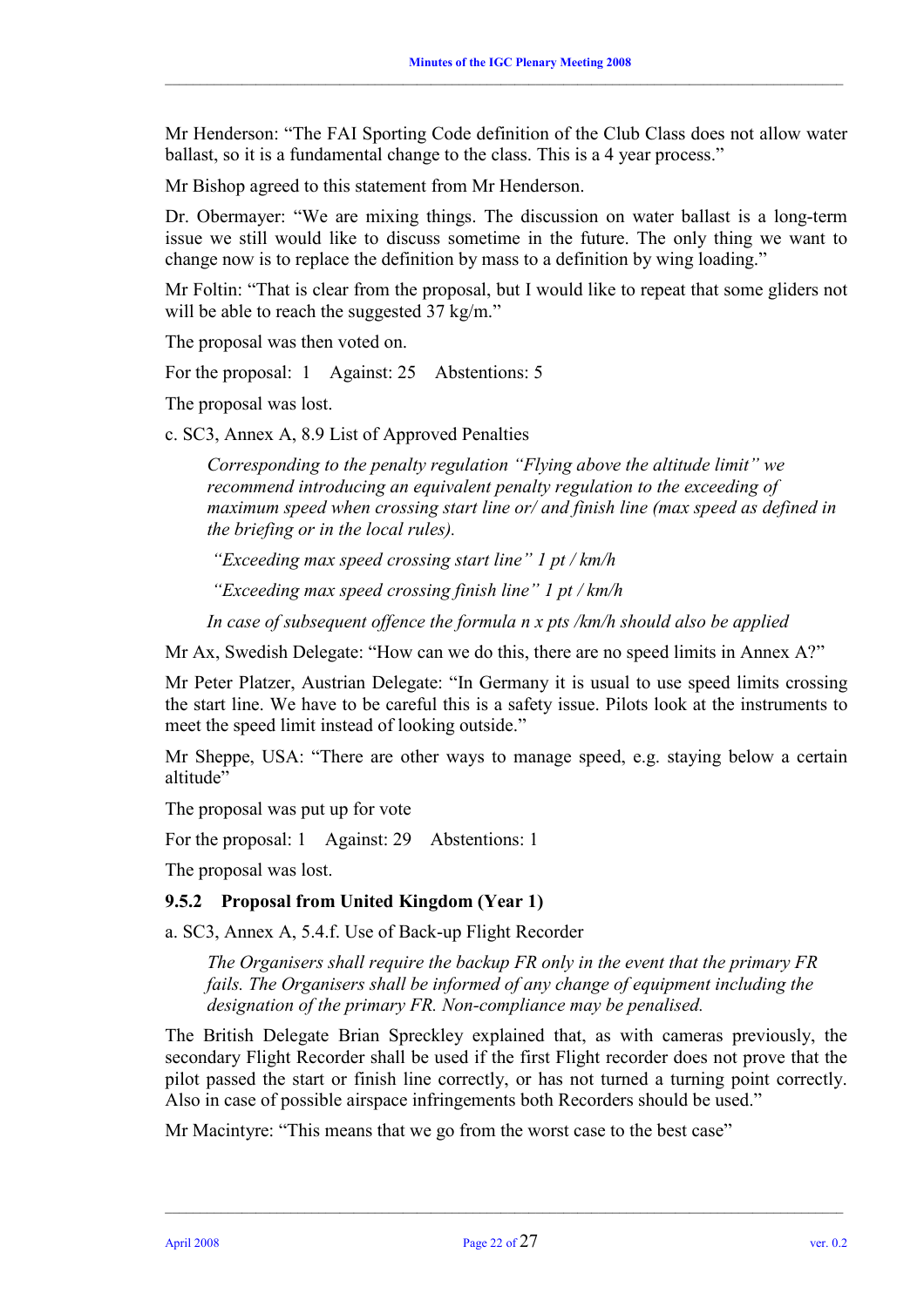Mr Henderson: “The FAI Sporting Code definition of the Club Class does not allow water ballast, so it is a fundamental change to the class. This is a 4 year process.”

Mr Bishop agreed to this statement from Mr Henderson.

Dr. Obermayer: “We are mixing things. The discussion on water ballast is a long-term issue we still would like to discuss sometime in the future. The only thing we want to change now is to replace the definition by mass to a definition by wing loading.”

Mr Foltin: “That is clear from the proposal, but I would like to repeat that some gliders not will be able to reach the suggested 37 kg/m.”

The proposal was then voted on.

For the proposal: 1 Against: 25 Abstentions: 5

The proposal was lost.

c. SC3, Annex A, 8.9 List of Approved Penalties

> *Corresponding to the penalty regulation “Flying above the altitude limit” we recommend introducing an equivalent penalty regulation to the exceeding of maximum speed when crossing start line or/ and finish line (max speed as defined in the briefing or in the local rules).*
>
> *“Exceeding max speed crossing start line” 1 pt / km/h*
>
> *“Exceeding max speed crossing finish line” 1 pt / km/h*
>
> *In case of subsequent offence the formula n x pts /km/h should also be applied*

Mr Ax, Swedish Delegate: “How can we do this, there are no speed limits in Annex A?”

Mr Peter Platzer, Austrian Delegate: “In Germany it is usual to use speed limits crossing the start line. We have to be careful this is a safety issue. Pilots look at the instruments to meet the speed limit instead of looking outside.”

Mr Sheppe, USA: “There are other ways to manage speed, e.g. staying below a certain altitude”

The proposal was put up for vote

For the proposal: 1 Against: 29 Abstentions: 1

The proposal was lost.

### 9.5.2 Proposal from United Kingdom (Year 1)

a. SC3, Annex A, 5.4.f. Use of Back-up Flight Recorder

> *The Organisers shall require the backup FR only in the event that the primary FR fails. The Organisers shall be informed of any change of equipment including the designation of the primary FR. Non-compliance may be penalised.*

The British Delegate Brian Spreckley explained that, as with cameras previously, the secondary Flight Recorder shall be used if the first Flight recorder does not prove that the pilot passed the start or finish line correctly, or has not turned a turning point correctly. Also in case of possible airspace infringements both Recorders should be used.”

Mr Macintyre: “This means that we go from the worst case to the best case”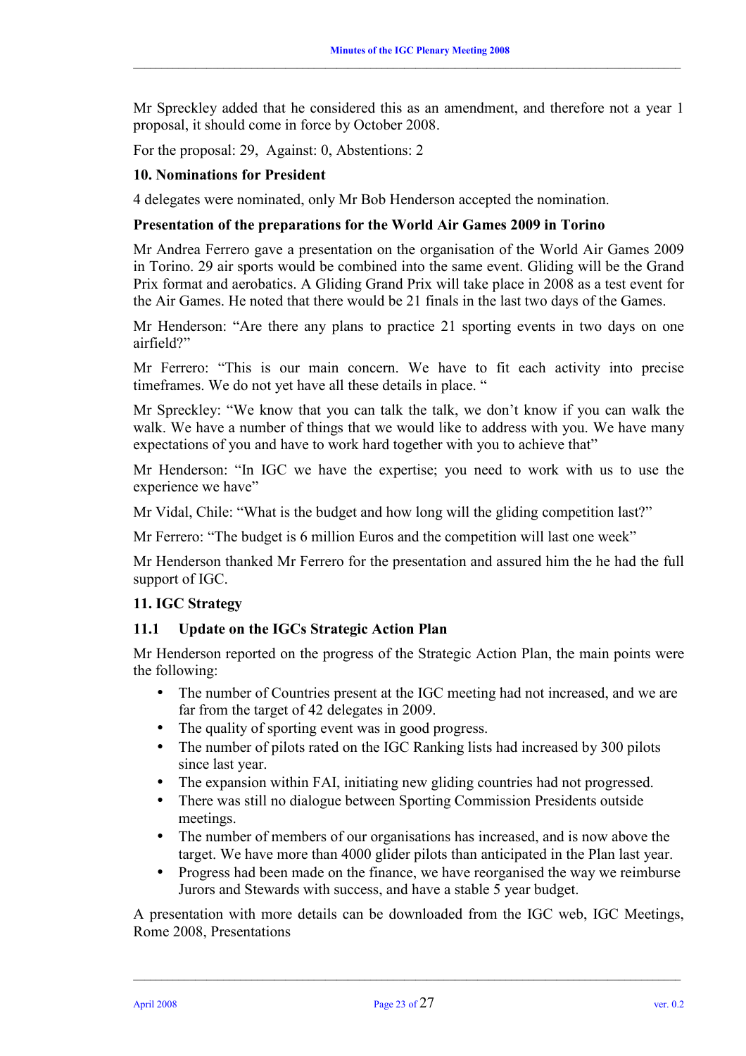Mr Spreckley added that he considered this as an amendment, and therefore not a year 1 proposal, it should come in force by October 2008.

For the proposal: 29,  Against: 0, Abstentions: 2

**10. Nominations for President**

4 delegates were nominated, only Mr Bob Henderson accepted the nomination.

**Presentation of the preparations for the World Air Games 2009 in Torino**

Mr Andrea Ferrero gave a presentation on the organisation of the World Air Games 2009 in Torino. 29 air sports would be combined into the same event. Gliding will be the Grand Prix format and aerobatics. A Gliding Grand Prix will take place in 2008 as a test event for the Air Games. He noted that there would be 21 finals in the last two days of the Games.

Mr Henderson: "Are there any plans to practice 21 sporting events in two days on one airfield?"

Mr Ferrero: "This is our main concern. We have to fit each activity into precise timeframes. We do not yet have all these details in place. "

Mr Spreckley: "We know that you can talk the talk, we don't know if you can walk the walk. We have a number of things that we would like to address with you. We have many expectations of you and have to work hard together with you to achieve that"

Mr Henderson: "In IGC we have the expertise; you need to work with us to use the experience we have"

Mr Vidal, Chile: "What is the budget and how long will the gliding competition last?"

Mr Ferrero: "The budget is 6 million Euros and the competition will last one week"

Mr Henderson thanked Mr Ferrero for the presentation and assured him the he had the full support of IGC.

**11. IGC Strategy**

**11.1 Update on the IGCs Strategic Action Plan**

Mr Henderson reported on the progress of the Strategic Action Plan, the main points were the following:

- The number of Countries present at the IGC meeting had not increased, and we are far from the target of 42 delegates in 2009.
- The quality of sporting event was in good progress.
- The number of pilots rated on the IGC Ranking lists had increased by 300 pilots since last year.
- The expansion within FAI, initiating new gliding countries had not progressed.
- There was still no dialogue between Sporting Commission Presidents outside meetings.
- The number of members of our organisations has increased, and is now above the target. We have more than 4000 glider pilots than anticipated in the Plan last year.
- Progress had been made on the finance, we have reorganised the way we reimburse Jurors and Stewards with success, and have a stable 5 year budget.

A presentation with more details can be downloaded from the IGC web, IGC Meetings, Rome 2008, Presentations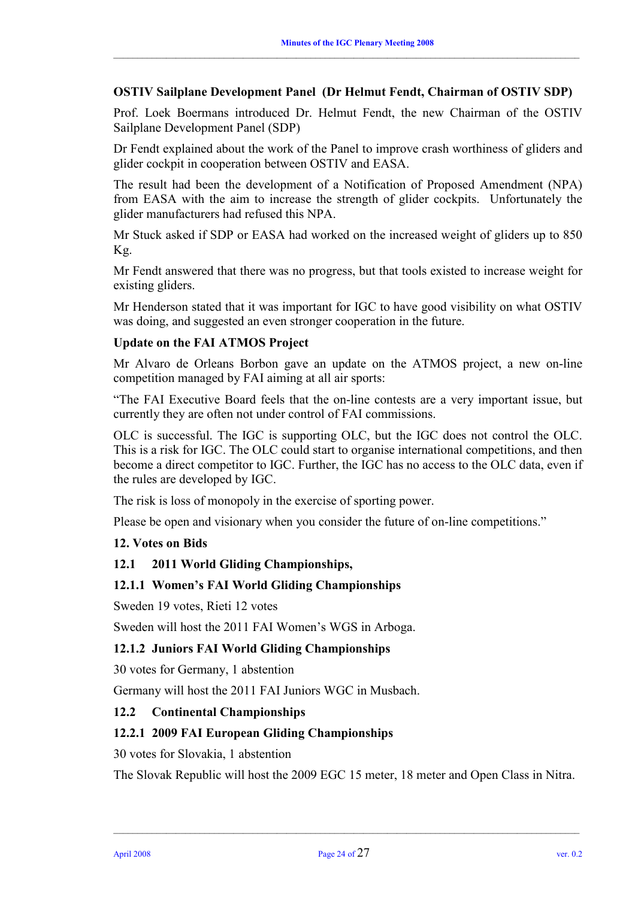**OSTIV Sailplane Development Panel (Dr Helmut Fendt, Chairman of OSTIV SDP)**

Prof. Loek Boermans introduced Dr. Helmut Fendt, the new Chairman of the OSTIV Sailplane Development Panel (SDP)

Dr Fendt explained about the work of the Panel to improve crash worthiness of gliders and glider cockpit in cooperation between OSTIV and EASA.

The result had been the development of a Notification of Proposed Amendment (NPA) from EASA with the aim to increase the strength of glider cockpits. Unfortunately the glider manufacturers had refused this NPA.

Mr Stuck asked if SDP or EASA had worked on the increased weight of gliders up to 850 Kg.

Mr Fendt answered that there was no progress, but that tools existed to increase weight for existing gliders.

Mr Henderson stated that it was important for IGC to have good visibility on what OSTIV was doing, and suggested an even stronger cooperation in the future.

**Update on the FAI ATMOS Project**

Mr Alvaro de Orleans Borbon gave an update on the ATMOS project, a new on-line competition managed by FAI aiming at all air sports:

"The FAI Executive Board feels that the on-line contests are a very important issue, but currently they are often not under control of FAI commissions.

OLC is successful. The IGC is supporting OLC, but the IGC does not control the OLC. This is a risk for IGC. The OLC could start to organise international competitions, and then become a direct competitor to IGC. Further, the IGC has no access to the OLC data, even if the rules are developed by IGC.

The risk is loss of monopoly in the exercise of sporting power.

Please be open and visionary when you consider the future of on-line competitions."

## 12. Votes on Bids

### 12.1 2011 World Gliding Championships,

#### 12.1.1 Women's FAI World Gliding Championships

Sweden 19 votes, Rieti 12 votes

Sweden will host the 2011 FAI Women's WGS in Arboga.

#### 12.1.2 Juniors FAI World Gliding Championships

30 votes for Germany, 1 abstention

Germany will host the 2011 FAI Juniors WGC in Musbach.

### 12.2 Continental Championships

#### 12.2.1 2009 FAI European Gliding Championships

30 votes for Slovakia, 1 abstention

The Slovak Republic will host the 2009 EGC 15 meter, 18 meter and Open Class in Nitra.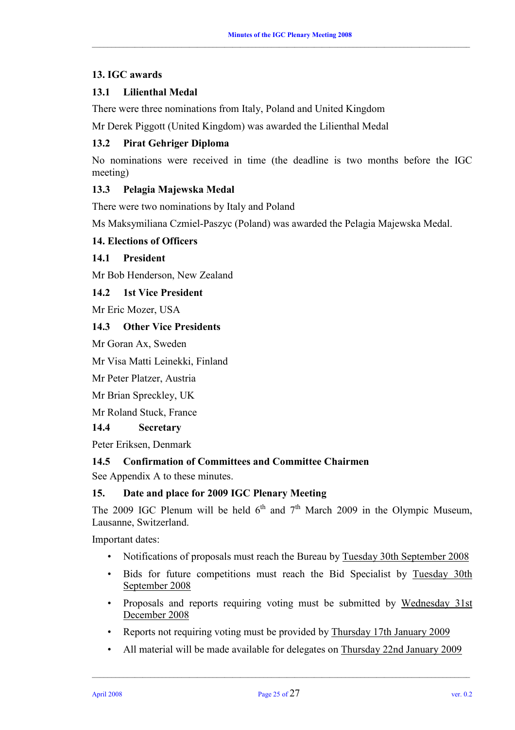## 13. IGC awards

### 13.1 Lilienthal Medal

There were three nominations from Italy, Poland and United Kingdom

Mr Derek Piggott (United Kingdom) was awarded the Lilienthal Medal

### 13.2 Pirat Gehriger Diploma

No nominations were received in time (the deadline is two months before the IGC meeting)

### 13.3 Pelagia Majewska Medal

There were two nominations by Italy and Poland

Ms Maksymiliana Czmiel-Paszyc (Poland) was awarded the Pelagia Majewska Medal.

## 14. Elections of Officers

### 14.1 President

Mr Bob Henderson, New Zealand

### 14.2 1st Vice President

Mr Eric Mozer, USA

### 14.3 Other Vice Presidents

Mr Goran Ax, Sweden

Mr Visa Matti Leinekki, Finland

Mr Peter Platzer, Austria

Mr Brian Spreckley, UK

Mr Roland Stuck, France

### 14.4 Secretary

Peter Eriksen, Denmark

### 14.5 Confirmation of Committees and Committee Chairmen

See Appendix A to these minutes.

## 15. Date and place for 2009 IGC Plenary Meeting

The 2009 IGC Plenum will be held 6th and 7th March 2009 in the Olympic Museum, Lausanne, Switzerland.

Important dates:

- Notifications of proposals must reach the Bureau by Tuesday 30th September 2008
- Bids for future competitions must reach the Bid Specialist by Tuesday 30th September 2008
- Proposals and reports requiring voting must be submitted by Wednesday 31st December 2008
- Reports not requiring voting must be provided by Thursday 17th January 2009
- All material will be made available for delegates on Thursday 22nd January 2009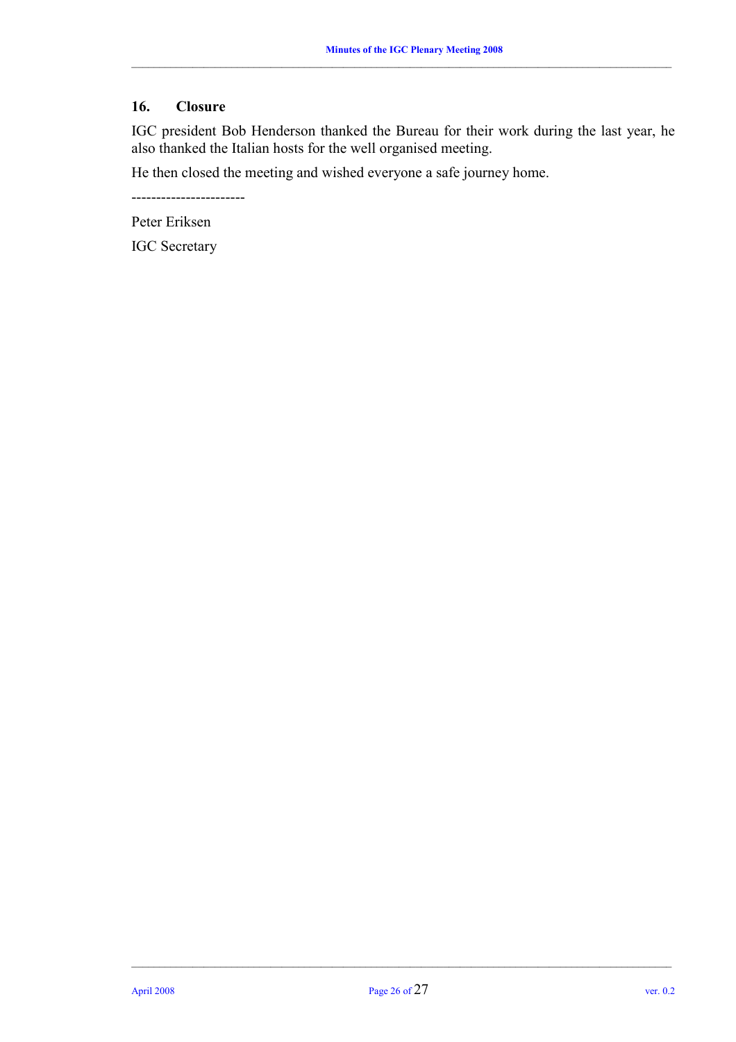## 16. Closure

IGC president Bob Henderson thanked the Bureau for their work during the last year, he also thanked the Italian hosts for the well organised meeting.

He then closed the meeting and wished everyone a safe journey home.

-----------------------

Peter Eriksen

IGC Secretary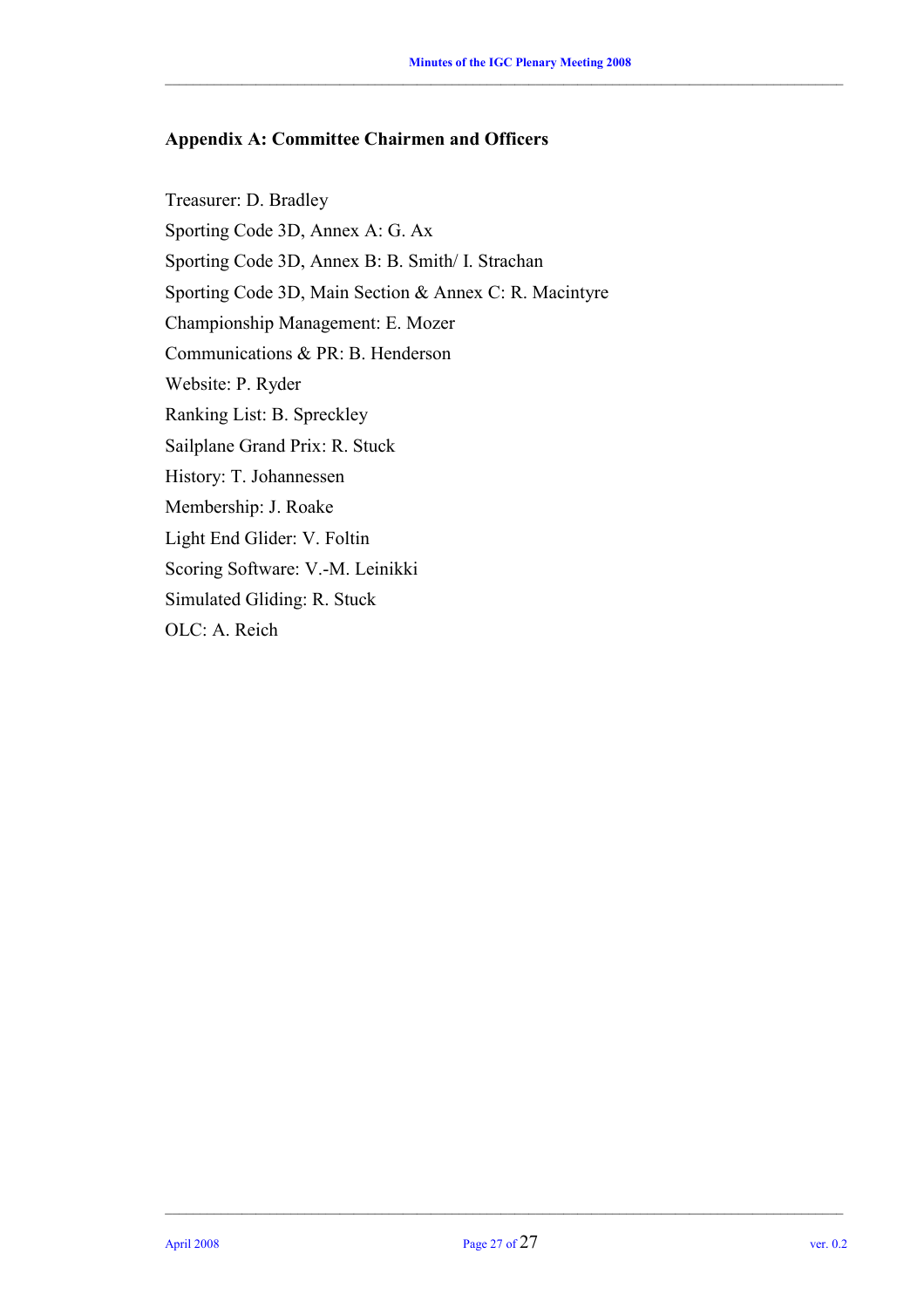### Appendix A: Committee Chairmen and Officers

Treasurer: D. Bradley

Sporting Code 3D, Annex A: G. Ax

Sporting Code 3D, Annex B: B. Smith/ I. Strachan

Sporting Code 3D, Main Section & Annex C: R. Macintyre

Championship Management: E. Mozer

Communications & PR: B. Henderson

Website: P. Ryder

Ranking List: B. Spreckley

Sailplane Grand Prix: R. Stuck

History: T. Johannessen

Membership: J. Roake

Light End Glider: V. Foltin

Scoring Software: V.-M. Leinikki

Simulated Gliding: R. Stuck

OLC: A. Reich